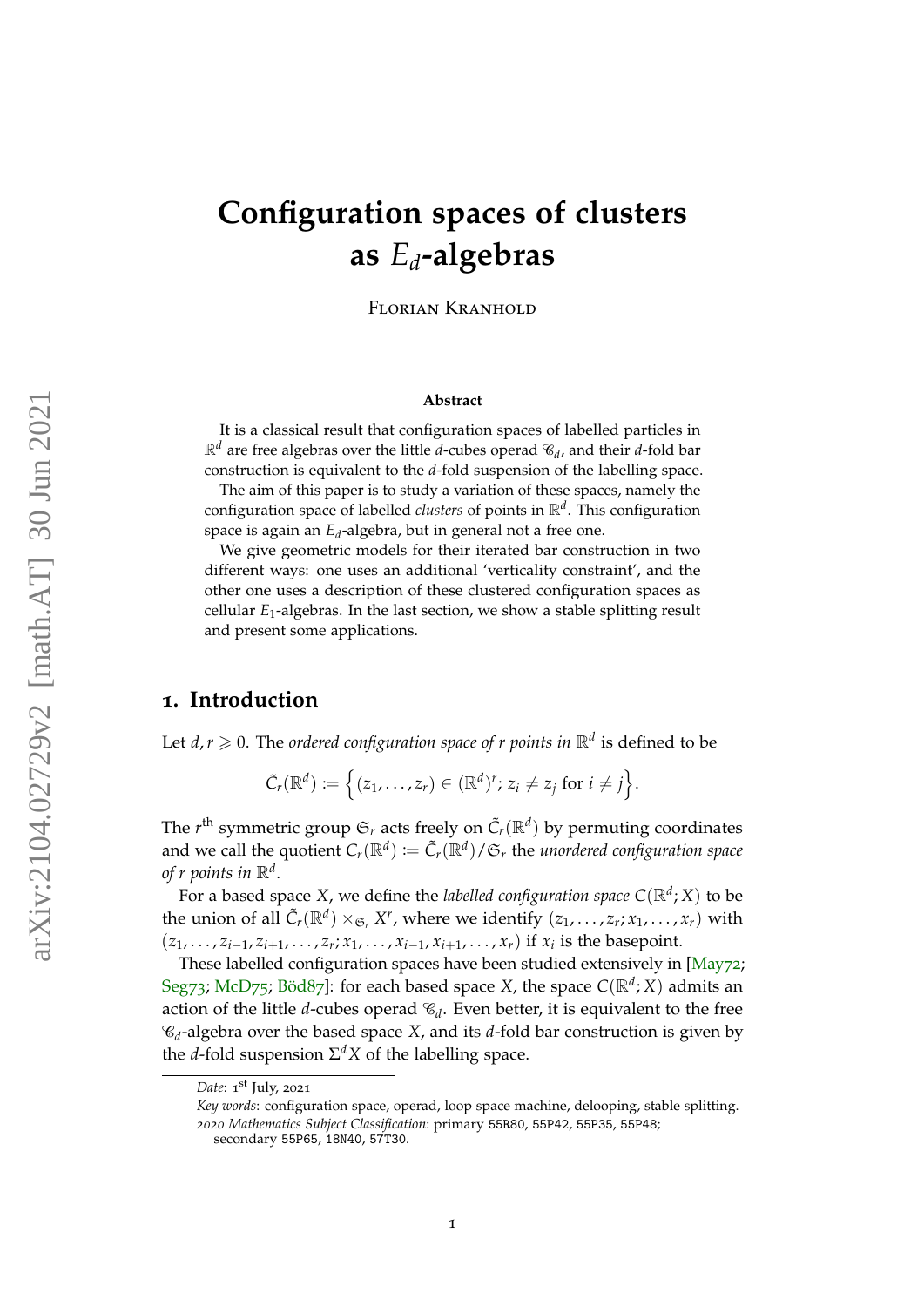# Configuration spaces of clusters as $E_d$-algebras

Florian Kranhold

**Abstract**

It is a classical result that configuration spaces of labelled particles in $\mathbb{R}^d$ are free algebras over the little $d$-cubes operad $\mathscr{C}_d$, and their $d$-fold bar construction is equivalent to the $d$-fold suspension of the labelling space.

The aim of this paper is to study a variation of these spaces, namely the configuration space of labelled *clusters* of points in $\mathbb{R}^d$. This configuration space is again an $E_d$-algebra, but in general not a free one.

We give geometric models for their iterated bar construction in two different ways: one uses an additional 'verticality constraint', and the other one uses a description of these clustered configuration spaces as cellular $E_1$-algebras. In the last section, we show a stable splitting result and present some applications.

## 1. Introduction

Let $d, r \geqslant 0$. The *ordered configuration space of $r$ points in $\mathbb{R}^d$* is defined to be

$$\tilde{C}_r(\mathbb{R}^d) := \Big\{(z_1, \ldots, z_r) \in (\mathbb{R}^d)^r;\, z_i \neq z_j \text{ for } i \neq j\Big\}.$$

The $r^{\text{th}}$ symmetric group $\mathfrak{S}_r$ acts freely on $\tilde{C}_r(\mathbb{R}^d)$ by permuting coordinates and we call the quotient $C_r(\mathbb{R}^d) := \tilde{C}_r(\mathbb{R}^d)/\mathfrak{S}_r$ the *unordered configuration space of $r$ points in $\mathbb{R}^d$*.

For a based space $X$, we define the *labelled configuration space* $C(\mathbb{R}^d; X)$ to be the union of all $\tilde{C}_r(\mathbb{R}^d) \times_{\mathfrak{S}_r} X^r$, where we identify $(z_1, \ldots, z_r; x_1, \ldots, x_r)$ with $(z_1, \ldots, z_{i-1}, z_{i+1}, \ldots, z_r; x_1, \ldots, x_{i-1}, x_{i+1}, \ldots, x_r)$ if $x_i$ is the basepoint.

These labelled configuration spaces have been studied extensively in [May72; Seg73; McD75; Böd87]: for each based space $X$, the space $C(\mathbb{R}^d; X)$ admits an action of the little $d$-cubes operad $\mathscr{C}_d$. Even better, it is equivalent to the free $\mathscr{C}_d$-algebra over the based space $X$, and its $d$-fold bar construction is given by the $d$-fold suspension $\Sigma^d X$ of the labelling space.

---

*Date*: 1[st] July, 2021

*Key words*: configuration space, operad, loop space machine, delooping, stable splitting.

*2020 Mathematics Subject Classification*: primary 55R80, 55P42, 55P35, 55P48; secondary 55P65, 18N40, 57T30.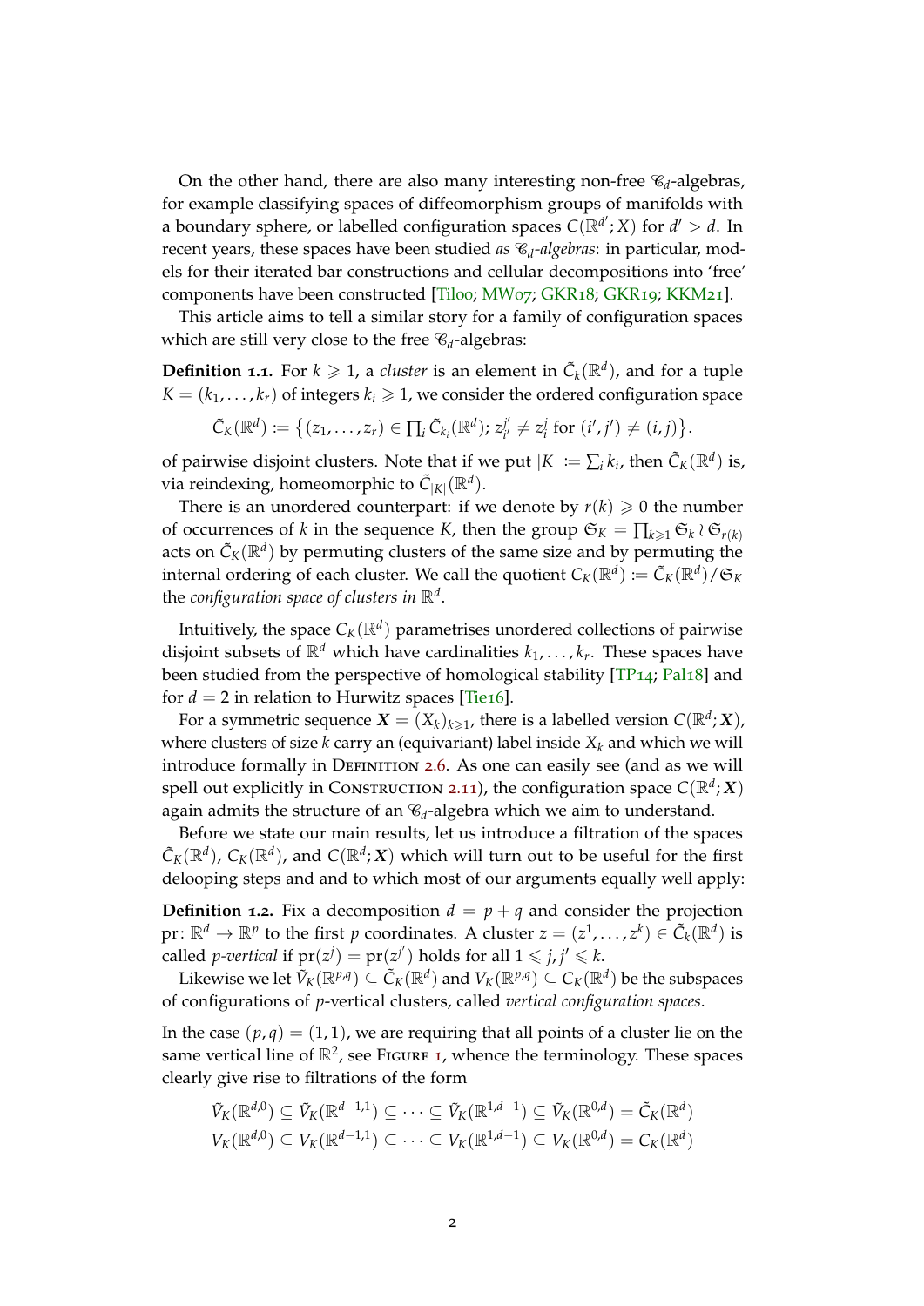On the other hand, there are also many interesting non-free $\mathscr{C}_d$-algebras, for example classifying spaces of diffeomorphism groups of manifolds with a boundary sphere, or labelled configuration spaces $C(\mathbb{R}^{d'}; X)$ for $d' > d$. In recent years, these spaces have been studied *as $\mathscr{C}_d$-algebras*: in particular, models for their iterated bar constructions and cellular decompositions into 'free' components have been constructed [Til00; MW07; GKR18; GKR19; KKM21].

This article aims to tell a similar story for a family of configuration spaces which are still very close to the free $\mathscr{C}_d$-algebras:

**Definition 1.1.** For $k \geqslant 1$, a *cluster* is an element in $\tilde{C}_k(\mathbb{R}^d)$, and for a tuple $K = (k_1, \dots, k_r)$ of integers $k_i \geqslant 1$, we consider the ordered configuration space

$$\tilde{C}_K(\mathbb{R}^d) := \big\{ (z_1, \dots, z_r) \in \textstyle\prod_i \tilde{C}_{k_i}(\mathbb{R}^d);\, z_{i'}^{j'} \neq z_i^j \text{ for } (i', j') \neq (i, j) \big\}.$$

of pairwise disjoint clusters. Note that if we put $|K| := \sum_i k_i$, then $\tilde{C}_K(\mathbb{R}^d)$ is, via reindexing, homeomorphic to $\tilde{C}_{|K|}(\mathbb{R}^d)$.

There is an unordered counterpart: if we denote by $r(k) \geqslant 0$ the number of occurrences of $k$ in the sequence $K$, then the group $\mathfrak{S}_K = \prod_{k \geqslant 1} \mathfrak{S}_k \wr \mathfrak{S}_{r(k)}$ acts on $\tilde{C}_K(\mathbb{R}^d)$ by permuting clusters of the same size and by permuting the internal ordering of each cluster. We call the quotient $C_K(\mathbb{R}^d) := \tilde{C}_K(\mathbb{R}^d)/\mathfrak{S}_K$ the *configuration space of clusters in $\mathbb{R}^d$*.

Intuitively, the space $C_K(\mathbb{R}^d)$ parametrises unordered collections of pairwise disjoint subsets of $\mathbb{R}^d$ which have cardinalities $k_1, \dots, k_r$. These spaces have been studied from the perspective of homological stability [TP14; Pal18] and for $d = 2$ in relation to Hurwitz spaces [Tie16].

For a symmetric sequence $\boldsymbol{X} = (X_k)_{k \geqslant 1}$, there is a labelled version $C(\mathbb{R}^d; \boldsymbol{X})$, where clusters of size $k$ carry an (equivariant) label inside $X_k$ and which we will introduce formally in Definition 2.6. As one can easily see (and as we will spell out explicitly in Construction 2.11), the configuration space $C(\mathbb{R}^d; \boldsymbol{X})$ again admits the structure of an $\mathscr{C}_d$-algebra which we aim to understand.

Before we state our main results, let us introduce a filtration of the spaces $\tilde{C}_K(\mathbb{R}^d)$, $C_K(\mathbb{R}^d)$, and $C(\mathbb{R}^d; \boldsymbol{X})$ which will turn out to be useful for the first delooping steps and and to which most of our arguments equally well apply:

**Definition 1.2.** Fix a decomposition $d = p + q$ and consider the projection $\mathrm{pr}\colon \mathbb{R}^d \to \mathbb{R}^p$ to the first $p$ coordinates. A cluster $z = (z^1, \dots, z^k) \in \tilde{C}_k(\mathbb{R}^d)$ is called *$p$-vertical* if $\mathrm{pr}(z^j) = \mathrm{pr}(z^{j'})$ holds for all $1 \leqslant j, j' \leqslant k$.

Likewise we let $\tilde{V}_K(\mathbb{R}^{p,q}) \subseteq \tilde{C}_K(\mathbb{R}^d)$ and $V_K(\mathbb{R}^{p,q}) \subseteq C_K(\mathbb{R}^d)$ be the subspaces of configurations of $p$-vertical clusters, called *vertical configuration spaces*.

In the case $(p, q) = (1, 1)$, we are requiring that all points of a cluster lie on the same vertical line of $\mathbb{R}^2$, see Figure 1, whence the terminology. These spaces clearly give rise to filtrations of the form

$$\tilde{V}_K(\mathbb{R}^{d,0}) \subseteq \tilde{V}_K(\mathbb{R}^{d-1,1}) \subseteq \cdots \subseteq \tilde{V}_K(\mathbb{R}^{1,d-1}) \subseteq \tilde{V}_K(\mathbb{R}^{0,d}) = \tilde{C}_K(\mathbb{R}^d)$$
$$V_K(\mathbb{R}^{d,0}) \subseteq V_K(\mathbb{R}^{d-1,1}) \subseteq \cdots \subseteq V_K(\mathbb{R}^{1,d-1}) \subseteq V_K(\mathbb{R}^{0,d}) = C_K(\mathbb{R}^d)$$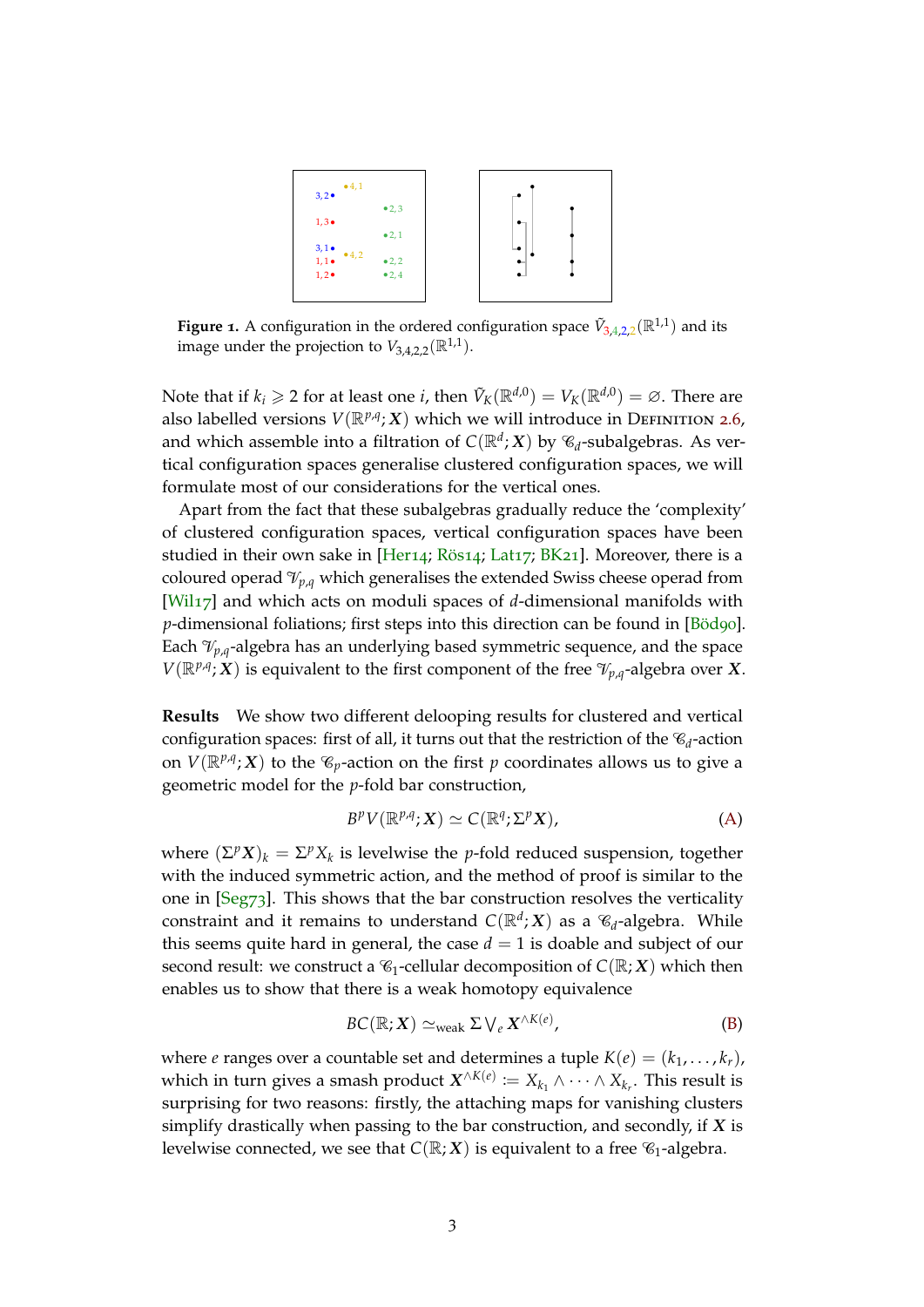**Figure 1.** A configuration in the ordered configuration space $\tilde{V}_{3,4,2,2}(\mathbb{R}^{1,1})$ and its image under the projection to $V_{3,4,2,2}(\mathbb{R}^{1,1})$.

Note that if $k_i \geqslant 2$ for at least one $i$, then $\tilde{V}_K(\mathbb{R}^{d,0}) = V_K(\mathbb{R}^{d,0}) = \varnothing$. There are also labelled versions $V(\mathbb{R}^{p,q}; \boldsymbol{X})$ which we will introduce in Definition 2.6, and which assemble into a filtration of $C(\mathbb{R}^d; \boldsymbol{X})$ by $\mathscr{C}_d$-subalgebras. As vertical configuration spaces generalise clustered configuration spaces, we will formulate most of our considerations for the vertical ones.

Apart from the fact that these subalgebras gradually reduce the 'complexity' of clustered configuration spaces, vertical configuration spaces have been studied in their own sake in [Her14; Rös14; Lat17; BK21]. Moreover, there is a coloured operad $\mathscr{V}_{p,q}$ which generalises the extended Swiss cheese operad from [Wil17] and which acts on moduli spaces of $d$-dimensional manifolds with $p$-dimensional foliations; first steps into this direction can be found in [Böd90]. Each $\mathscr{V}_{p,q}$-algebra has an underlying based symmetric sequence, and the space $V(\mathbb{R}^{p,q}; \boldsymbol{X})$ is equivalent to the first component of the free $\mathscr{V}_{p,q}$-algebra over $\boldsymbol{X}$.

**Results** We show two different delooping results for clustered and vertical configuration spaces: first of all, it turns out that the restriction of the $\mathscr{C}_d$-action on $V(\mathbb{R}^{p,q}; \boldsymbol{X})$ to the $\mathscr{C}_p$-action on the first $p$ coordinates allows us to give a geometric model for the $p$-fold bar construction,

$$B^p V(\mathbb{R}^{p,q}; \boldsymbol{X}) \simeq C(\mathbb{R}^q; \Sigma^p \boldsymbol{X}), \tag{A}$$

where $(\Sigma^p \boldsymbol{X})_k = \Sigma^p X_k$ is levelwise the $p$-fold reduced suspension, together with the induced symmetric action, and the method of proof is similar to the one in [Seg73]. This shows that the bar construction resolves the verticality constraint and it remains to understand $C(\mathbb{R}^d; \boldsymbol{X})$ as a $\mathscr{C}_d$-algebra. While this seems quite hard in general, the case $d = 1$ is doable and subject of our second result: we construct a $\mathscr{C}_1$-cellular decomposition of $C(\mathbb{R}; \boldsymbol{X})$ which then enables us to show that there is a weak homotopy equivalence

$$BC(\mathbb{R}; \boldsymbol{X}) \simeq_{\text{weak}} \Sigma \bigvee\nolimits_e \boldsymbol{X}^{\wedge K(e)}, \tag{B}$$

where $e$ ranges over a countable set and determines a tuple $K(e) = (k_1, \ldots, k_r)$, which in turn gives a smash product $\boldsymbol{X}^{\wedge K(e)} := X_{k_1} \wedge \cdots \wedge X_{k_r}$. This result is surprising for two reasons: firstly, the attaching maps for vanishing clusters simplify drastically when passing to the bar construction, and secondly, if $\boldsymbol{X}$ is levelwise connected, we see that $C(\mathbb{R}; \boldsymbol{X})$ is equivalent to a free $\mathscr{C}_1$-algebra.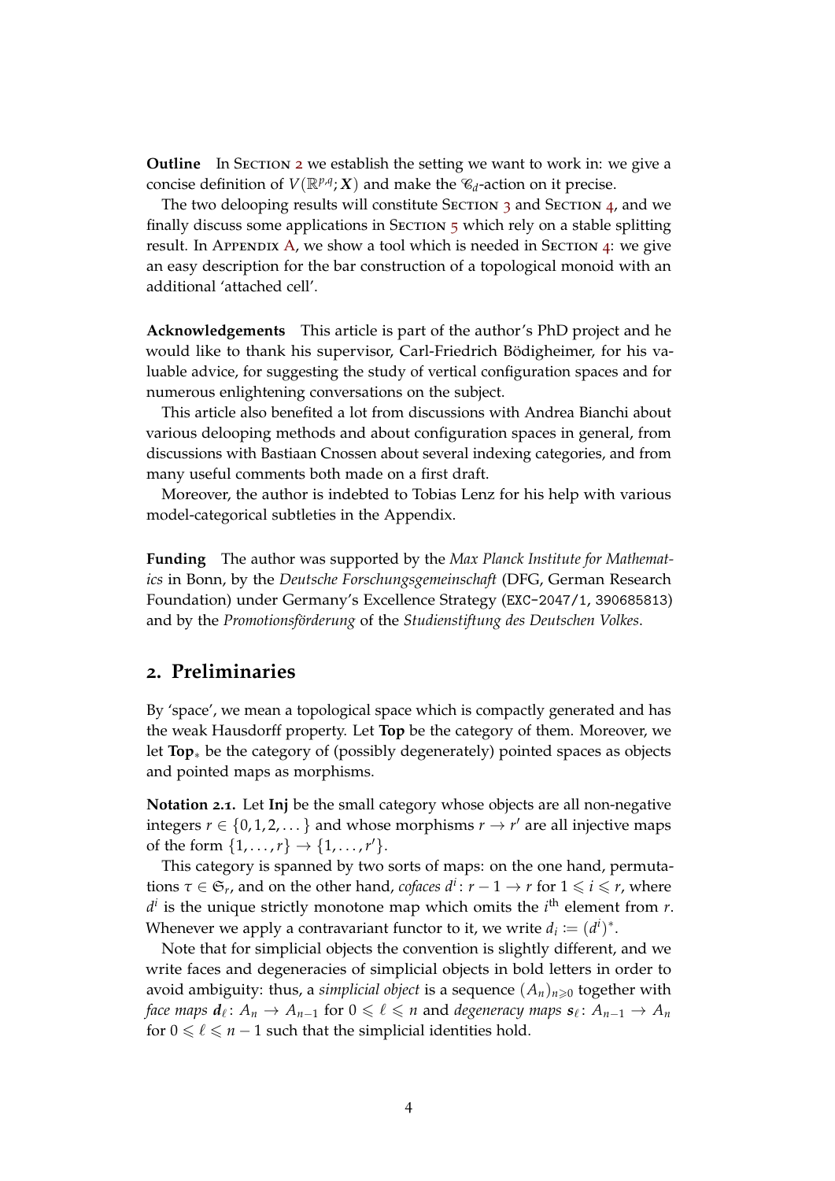**Outline** In Section 2 we establish the setting we want to work in: we give a concise definition of $V(\mathbb{R}^{p,q}; \boldsymbol{X})$ and make the $\mathscr{C}_d$-action on it precise.

The two delooping results will constitute Section 3 and Section 4, and we finally discuss some applications in Section 5 which rely on a stable splitting result. In Appendix A, we show a tool which is needed in Section 4: we give an easy description for the bar construction of a topological monoid with an additional 'attached cell'.

**Acknowledgements** This article is part of the author's PhD project and he would like to thank his supervisor, Carl-Friedrich Bödigheimer, for his valuable advice, for suggesting the study of vertical configuration spaces and for numerous enlightening conversations on the subject.

This article also benefited a lot from discussions with Andrea Bianchi about various delooping methods and about configuration spaces in general, from discussions with Bastiaan Cnossen about several indexing categories, and from many useful comments both made on a first draft.

Moreover, the author is indebted to Tobias Lenz for his help with various model-categorical subtleties in the Appendix.

**Funding** The author was supported by the *Max Planck Institute for Mathematics* in Bonn, by the *Deutsche Forschungsgemeinschaft* (DFG, German Research Foundation) under Germany's Excellence Strategy (`EXC-2047/1`, `390685813`) and by the *Promotionsförderung* of the *Studienstiftung des Deutschen Volkes*.

## 2. Preliminaries

By 'space', we mean a topological space which is compactly generated and has the weak Hausdorff property. Let **Top** be the category of them. Moreover, we let $\mathbf{Top}_*$ be the category of (possibly degenerately) pointed spaces as objects and pointed maps as morphisms.

**Notation 2.1.** Let **Inj** be the small category whose objects are all non-negative integers $r \in \{0, 1, 2, \dots\}$ and whose morphisms $r \to r'$ are all injective maps of the form $\{1, \dots, r\} \to \{1, \dots, r'\}$.

This category is spanned by two sorts of maps: on the one hand, permutations $\tau \in \mathfrak{S}_r$, and on the other hand, *cofaces* $d^i : r-1 \to r$ for $1 \leqslant i \leqslant r$, where $d^i$ is the unique strictly monotone map which omits the $i^{\text{th}}$ element from $r$. Whenever we apply a contravariant functor to it, we write $d_i := (d^i)^*$.

Note that for simplicial objects the convention is slightly different, and we write faces and degeneracies of simplicial objects in bold letters in order to avoid ambiguity: thus, a *simplicial object* is a sequence $(A_n)_{n\geqslant 0}$ together with *face maps* $\boldsymbol{d}_\ell : A_n \to A_{n-1}$ for $0 \leqslant \ell \leqslant n$ and *degeneracy maps* $\boldsymbol{s}_\ell : A_{n-1} \to A_n$ for $0 \leqslant \ell \leqslant n-1$ such that the simplicial identities hold.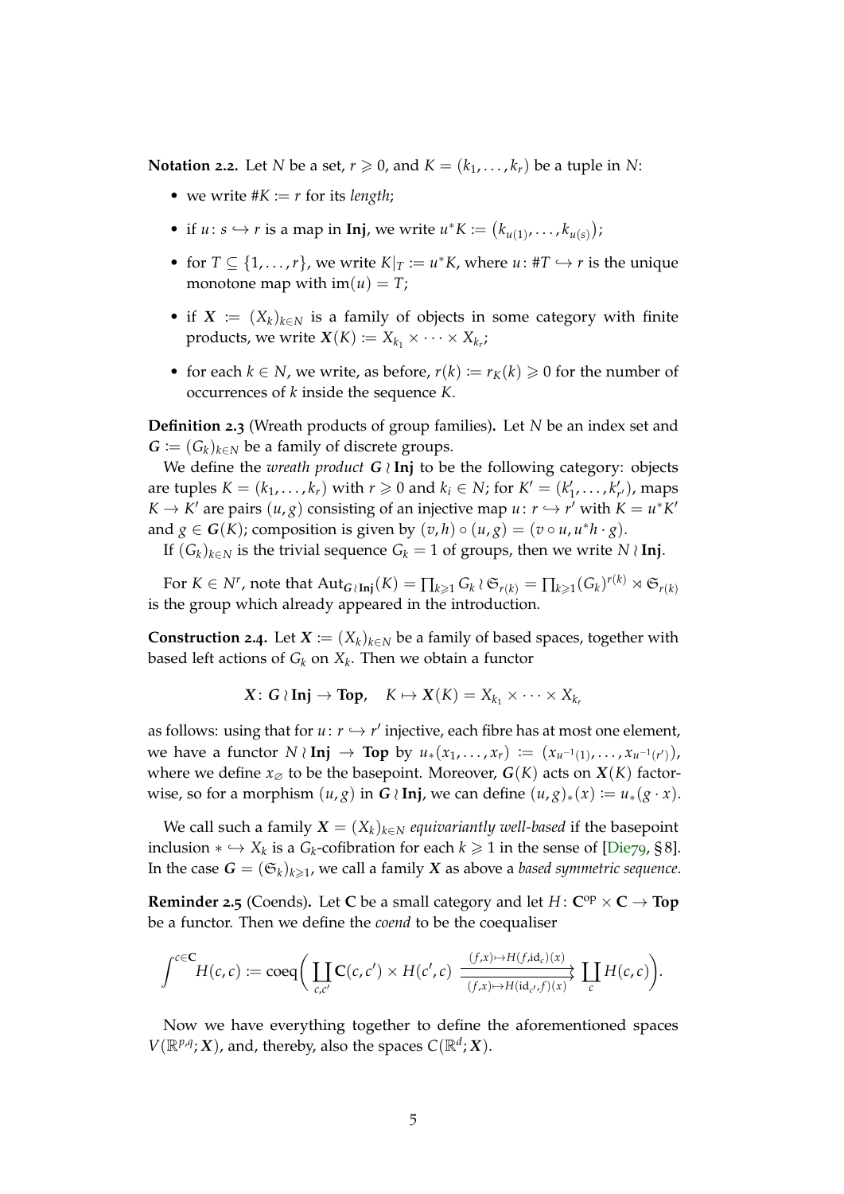**Notation 2.2.** Let $N$ be a set, $r \geqslant 0$, and $K = (k_1, \ldots, k_r)$ be a tuple in $N$:

- we write $\#K := r$ for its *length*;
- if $u\colon s \hookrightarrow r$ is a map in **Inj**, we write $u^*K := \big(k_{u(1)}, \ldots, k_{u(s)}\big)$;
- for $T \subseteq \{1, \ldots, r\}$, we write $K|_T := u^*K$, where $u\colon \#T \hookrightarrow r$ is the unique monotone map with $\mathrm{im}(u) = T$;
- if $\boldsymbol{X} := (X_k)_{k\in N}$ is a family of objects in some category with finite products, we write $\boldsymbol{X}(K) := X_{k_1} \times \cdots \times X_{k_r}$;
- for each $k \in N$, we write, as before, $r(k) := r_K(k) \geqslant 0$ for the number of occurrences of $k$ inside the sequence $K$.

**Definition 2.3** (Wreath products of group families)**.** Let $N$ be an index set and $\boldsymbol{G} := (G_k)_{k\in N}$ be a family of discrete groups.

We define the *wreath product* $\boldsymbol{G} \wr \mathbf{Inj}$ to be the following category: objects are tuples $K = (k_1, \ldots, k_r)$ with $r \geqslant 0$ and $k_i \in N$; for $K' = (k'_1, \ldots, k'_{r'})$, maps $K \to K'$ are pairs $(u, g)$ consisting of an injective map $u\colon r \hookrightarrow r'$ with $K = u^*K'$ and $g \in \boldsymbol{G}(K)$; composition is given by $(v, h) \circ (u, g) = (v \circ u, u^*h \cdot g)$.

If $(G_k)_{k\in N}$ is the trivial sequence $G_k = 1$ of groups, then we write $N \wr \mathbf{Inj}$.

For $K \in N^r$, note that $\mathrm{Aut}_{\boldsymbol{G}\wr\mathbf{Inj}}(K) = \prod_{k\geqslant 1} G_k \wr \mathfrak{S}_{r(k)} = \prod_{k\geqslant 1} (G_k)^{r(k)} \rtimes \mathfrak{S}_{r(k)}$ is the group which already appeared in the introduction.

**Construction 2.4.** Let $\boldsymbol{X} := (X_k)_{k\in N}$ be a family of based spaces, together with based left actions of $G_k$ on $X_k$. Then we obtain a functor

$$\boldsymbol{X}\colon \boldsymbol{G} \wr \mathbf{Inj} \to \mathbf{Top}, \quad K \mapsto \boldsymbol{X}(K) = X_{k_1} \times \cdots \times X_{k_r}$$

as follows: using that for $u\colon r \hookrightarrow r'$ injective, each fibre has at most one element, we have a functor $N \wr \mathbf{Inj} \to \mathbf{Top}$ by $u_*(x_1, \ldots, x_r) := (x_{u^{-1}(1)}, \ldots, x_{u^{-1}(r')})$, where we define $x_\varnothing$ to be the basepoint. Moreover, $\boldsymbol{G}(K)$ acts on $\boldsymbol{X}(K)$ factorwise, so for a morphism $(u, g)$ in $\boldsymbol{G} \wr \mathbf{Inj}$, we can define $(u, g)_*(x) := u_*(g \cdot x)$.

We call such a family $\boldsymbol{X} = (X_k)_{k\in N}$ *equivariantly well-based* if the basepoint inclusion $* \hookrightarrow X_k$ is a $G_k$-cofibration for each $k \geqslant 1$ in the sense of [Die79, § 8]. In the case $\boldsymbol{G} = (\mathfrak{S}_k)_{k\geqslant 1}$, we call a family $\boldsymbol{X}$ as above a *based symmetric sequence*.

**Reminder 2.5** (Coends)**.** Let $\mathbf{C}$ be a small category and let $H\colon \mathbf{C}^{\mathrm{op}} \times \mathbf{C} \to \mathbf{Top}$ be a functor. Then we define the *coend* to be the coequaliser

$$\int^{c\in\mathbf{C}} H(c, c) := \mathrm{coeq}\bigg( \coprod_{c,c'} \mathbf{C}(c, c') \times H(c', c) \;\underset{(f,x)\mapsto H(\mathrm{id}_{c'}, f)(x)}{\overset{(f,x)\mapsto H(f,\mathrm{id}_c)(x)}{\rightrightarrows}}\; \coprod_c H(c, c) \bigg).$$

Now we have everything together to define the aforementioned spaces $V(\mathbb{R}^{p,q}; \boldsymbol{X})$, and, thereby, also the spaces $C(\mathbb{R}^d; \boldsymbol{X})$.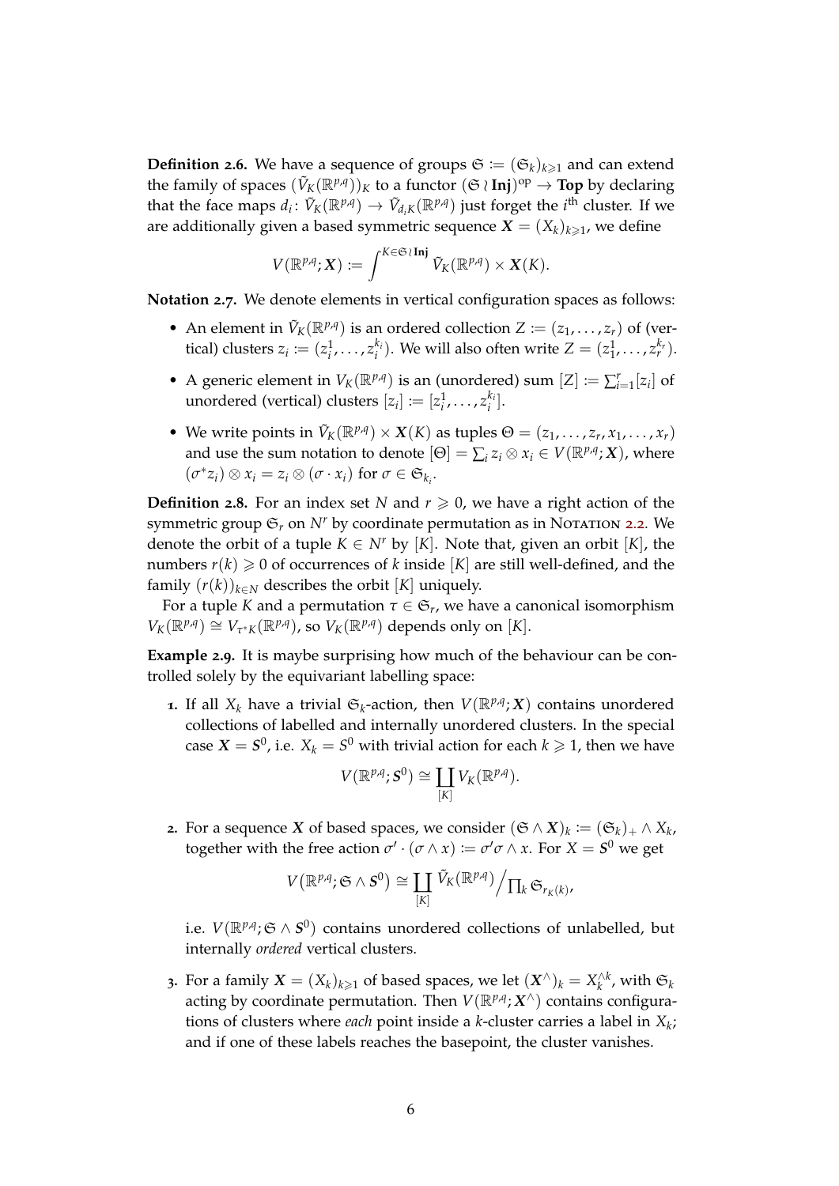**Definition 2.6.** We have a sequence of groups $\mathfrak{S} := (\mathfrak{S}_k)_{k\geqslant 1}$ and can extend the family of spaces $(\tilde{V}_K(\mathbb{R}^{p,q}))_K$ to a functor $(\mathfrak{S} \wr \mathbf{Inj})^{\mathrm{op}} \to \mathbf{Top}$ by declaring that the face maps $d_i\colon \tilde{V}_K(\mathbb{R}^{p,q}) \to \tilde{V}_{d_i K}(\mathbb{R}^{p,q})$ just forget the $i^{\text{th}}$ cluster. If we are additionally given a based symmetric sequence $\boldsymbol{X} = (X_k)_{k\geqslant 1}$, we define

$$V(\mathbb{R}^{p,q}; \boldsymbol{X}) := \int^{K \in \mathfrak{S} \wr \mathbf{Inj}} \tilde{V}_K(\mathbb{R}^{p,q}) \times \boldsymbol{X}(K).$$

**Notation 2.7.** We denote elements in vertical configuration spaces as follows:

- An element in $\tilde{V}_K(\mathbb{R}^{p,q})$ is an ordered collection $Z := (z_1, \dots, z_r)$ of (vertical) clusters $z_i := (z_i^1, \dots, z_i^{k_i})$. We will also often write $Z = (z_1^1, \dots, z_r^{k_r})$.
- A generic element in $V_K(\mathbb{R}^{p,q})$ is an (unordered) sum $[Z] := \sum_{i=1}^r [z_i]$ of unordered (vertical) clusters $[z_i] := [z_i^1, \dots, z_i^{k_i}]$.
- We write points in $\tilde{V}_K(\mathbb{R}^{p,q}) \times \boldsymbol{X}(K)$ as tuples $\Theta = (z_1, \dots, z_r, x_1, \dots, x_r)$ and use the sum notation to denote $[\Theta] = \sum_i z_i \otimes x_i \in V(\mathbb{R}^{p,q}; \boldsymbol{X})$, where $(\sigma^* z_i) \otimes x_i = z_i \otimes (\sigma \cdot x_i)$ for $\sigma \in \mathfrak{S}_{k_i}$.

**Definition 2.8.** For an index set $N$ and $r \geqslant 0$, we have a right action of the symmetric group $\mathfrak{S}_r$ on $N^r$ by coordinate permutation as in Notation 2.2. We denote the orbit of a tuple $K \in N^r$ by $[K]$. Note that, given an orbit $[K]$, the numbers $r(k) \geqslant 0$ of occurrences of $k$ inside $[K]$ are still well-defined, and the family $(r(k))_{k\in N}$ describes the orbit $[K]$ uniquely.

For a tuple $K$ and a permutation $\tau \in \mathfrak{S}_r$, we have a canonical isomorphism $V_K(\mathbb{R}^{p,q}) \cong V_{\tau^* K}(\mathbb{R}^{p,q})$, so $V_K(\mathbb{R}^{p,q})$ depends only on $[K]$.

**Example 2.9.** It is maybe surprising how much of the behaviour can be controlled solely by the equivariant labelling space:

1. If all $X_k$ have a trivial $\mathfrak{S}_k$-action, then $V(\mathbb{R}^{p,q}; \boldsymbol{X})$ contains unordered collections of labelled and internally unordered clusters. In the special case $\boldsymbol{X} = \boldsymbol{S}^0$, i.e. $X_k = S^0$ with trivial action for each $k \geqslant 1$, then we have
$$V(\mathbb{R}^{p,q}; \boldsymbol{S}^0) \cong \coprod_{[K]} V_K(\mathbb{R}^{p,q}).$$
2. For a sequence $\boldsymbol{X}$ of based spaces, we consider $(\mathfrak{S} \wedge \boldsymbol{X})_k := (\mathfrak{S}_k)_+ \wedge X_k$, together with the free action $\sigma' \cdot (\sigma \wedge x) := \sigma'\sigma \wedge x$. For $X = \boldsymbol{S}^0$ we get
$$V\big(\mathbb{R}^{p,q}; \mathfrak{S} \wedge \boldsymbol{S}^0\big) \cong \coprod_{[K]} \tilde{V}_K(\mathbb{R}^{p,q}) \Big/ \textstyle\prod_k \mathfrak{S}_{r_K(k)},$$
i.e. $V(\mathbb{R}^{p,q}; \mathfrak{S} \wedge \boldsymbol{S}^0)$ contains unordered collections of unlabelled, but internally *ordered* vertical clusters.
3. For a family $\boldsymbol{X} = (X_k)_{k\geqslant 1}$ of based spaces, we let $(\boldsymbol{X}^\wedge)_k = X_k^{\wedge k}$, with $\mathfrak{S}_k$ acting by coordinate permutation. Then $V(\mathbb{R}^{p,q}; \boldsymbol{X}^\wedge)$ contains configurations of clusters where *each* point inside a $k$-cluster carries a label in $X_k$; and if one of these labels reaches the basepoint, the cluster vanishes.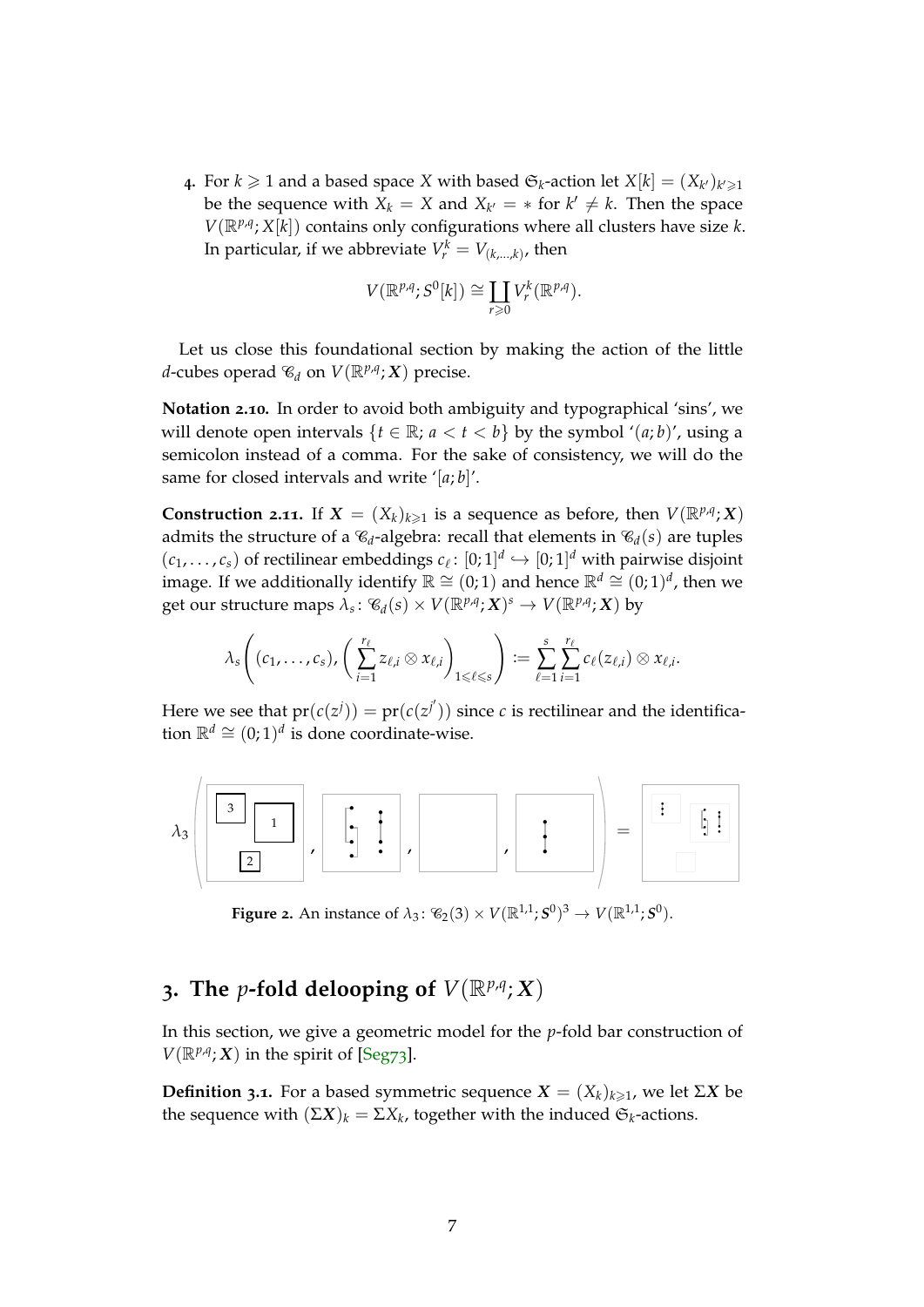4. For $k \geqslant 1$ and a based space $X$ with based $\mathfrak{S}_k$-action let $X[k] = (X_{k'})_{k' \geqslant 1}$ be the sequence with $X_k = X$ and $X_{k'} = *$ for $k' \neq k$. Then the space $V(\mathbb{R}^{p,q}; X[k])$ contains only configurations where all clusters have size $k$. In particular, if we abbreviate $V^k_r = V_{(k,\dots,k)}$, then

$$V(\mathbb{R}^{p,q}; S^0[k]) \cong \coprod_{r \geqslant 0} V^k_r(\mathbb{R}^{p,q}).$$

Let us close this foundational section by making the action of the little $d$-cubes operad $\mathscr{C}_d$ on $V(\mathbb{R}^{p,q}; \boldsymbol{X})$ precise.

**Notation 2.10.** In order to avoid both ambiguity and typographical 'sins', we will denote open intervals $\{t \in \mathbb{R};\, a < t < b\}$ by the symbol '$(a;b)$', using a semicolon instead of a comma. For the sake of consistency, we will do the same for closed intervals and write '$[a;b]$'.

**Construction 2.11.** If $\boldsymbol{X} = (X_k)_{k \geqslant 1}$ is a sequence as before, then $V(\mathbb{R}^{p,q}; \boldsymbol{X})$ admits the structure of a $\mathscr{C}_d$-algebra: recall that elements in $\mathscr{C}_d(s)$ are tuples $(c_1, \dots, c_s)$ of rectilinear embeddings $c_\ell \colon [0;1]^d \hookrightarrow [0;1]^d$ with pairwise disjoint image. If we additionally identify $\mathbb{R} \cong (0;1)$ and hence $\mathbb{R}^d \cong (0;1)^d$, then we get our structure maps $\lambda_s \colon \mathscr{C}_d(s) \times V(\mathbb{R}^{p,q}; \boldsymbol{X})^s \to V(\mathbb{R}^{p,q}; \boldsymbol{X})$ by

$$\lambda_s\left( (c_1, \dots, c_s), \left( \sum_{i=1}^{r_\ell} z_{\ell,i} \otimes x_{\ell,i} \right)_{1 \leqslant \ell \leqslant s} \right) := \sum_{\ell=1}^{s} \sum_{i=1}^{r_\ell} c_\ell(z_{\ell,i}) \otimes x_{\ell,i}.$$

Here we see that $\mathrm{pr}(c(z^j)) = \mathrm{pr}(c(z^{j'}))$ since $c$ is rectilinear and the identification $\mathbb{R}^d \cong (0;1)^d$ is done coordinate-wise.

**Figure 2.** An instance of $\lambda_3 \colon \mathscr{C}_2(3) \times V(\mathbb{R}^{1,1}; \boldsymbol{S}^0)^3 \to V(\mathbb{R}^{1,1}; \boldsymbol{S}^0)$.

## 3. The $p$-fold delooping of $V(\mathbb{R}^{p,q}; \boldsymbol{X})$

In this section, we give a geometric model for the $p$-fold bar construction of $V(\mathbb{R}^{p,q}; \boldsymbol{X})$ in the spirit of [Seg73].

**Definition 3.1.** For a based symmetric sequence $\boldsymbol{X} = (X_k)_{k \geqslant 1}$, we let $\Sigma \boldsymbol{X}$ be the sequence with $(\Sigma \boldsymbol{X})_k = \Sigma X_k$, together with the induced $\mathfrak{S}_k$-actions.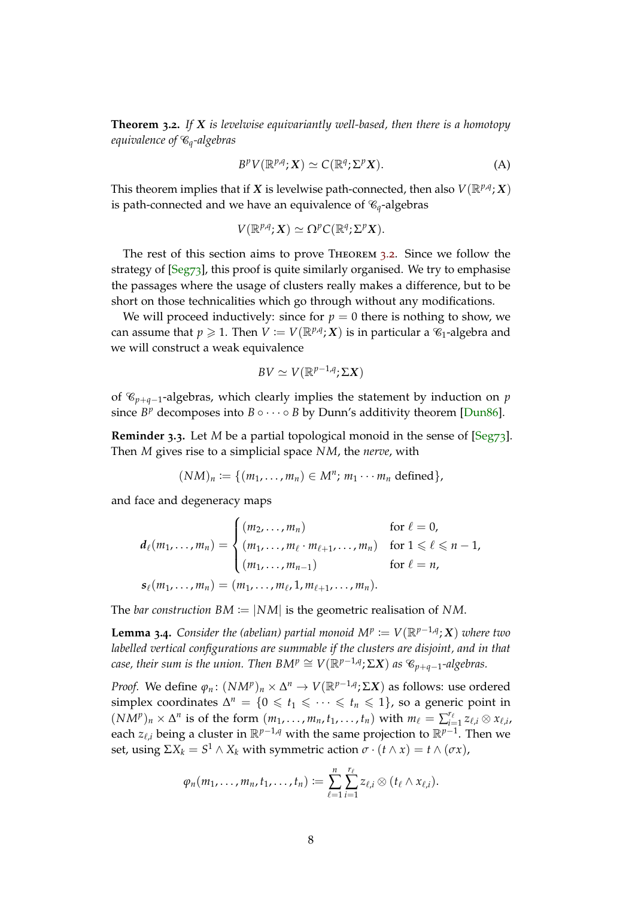**Theorem 3.2.** *If $\boldsymbol{X}$ is levelwise equivariantly well-based, then there is a homotopy equivalence of $\mathscr{C}_q$-algebras*

$$B^p V(\mathbb{R}^{p,q};\boldsymbol{X}) \simeq C(\mathbb{R}^q;\Sigma^p\boldsymbol{X}). \tag{A}$$

This theorem implies that if $\boldsymbol{X}$ is levelwise path-connected, then also $V(\mathbb{R}^{p,q};\boldsymbol{X})$ is path-connected and we have an equivalence of $\mathscr{C}_q$-algebras

$$V(\mathbb{R}^{p,q};\boldsymbol{X}) \simeq \Omega^p C(\mathbb{R}^q;\Sigma^p\boldsymbol{X}).$$

The rest of this section aims to prove Theorem 3.2. Since we follow the strategy of [Seg73], this proof is quite similarly organised. We try to emphasise the passages where the usage of clusters really makes a difference, but to be short on those technicalities which go through without any modifications.

We will proceed inductively: since for $p = 0$ there is nothing to show, we can assume that $p \geqslant 1$. Then $V := V(\mathbb{R}^{p,q};\boldsymbol{X})$ is in particular a $\mathscr{C}_1$-algebra and we will construct a weak equivalence

$$BV \simeq V(\mathbb{R}^{p-1,q};\Sigma\boldsymbol{X})$$

of $\mathscr{C}_{p+q-1}$-algebras, which clearly implies the statement by induction on $p$ since $B^p$ decomposes into $B \circ \cdots \circ B$ by Dunn's additivity theorem [Dun86].

**Reminder 3.3.** Let $M$ be a partial topological monoid in the sense of [Seg73]. Then $M$ gives rise to a simplicial space $NM$, the *nerve*, with

$$(NM)_n := \{(m_1,\dots,m_n) \in M^n;\ m_1\cdots m_n \text{ defined}\},$$

and face and degeneracy maps

$$\begin{aligned}
\boldsymbol{d}_\ell(m_1,\dots,m_n) &= \begin{cases} (m_2,\dots,m_n) & \text{for } \ell = 0,\\ (m_1,\dots,m_\ell\cdot m_{\ell+1},\dots,m_n) & \text{for } 1\leqslant \ell\leqslant n-1,\\ (m_1,\dots,m_{n-1}) & \text{for } \ell = n,\end{cases}\\
\boldsymbol{s}_\ell(m_1,\dots,m_n) &= (m_1,\dots,m_\ell,1,m_{\ell+1},\dots,m_n).
\end{aligned}$$

The *bar construction* $BM := |NM|$ is the geometric realisation of $NM$.

**Lemma 3.4.** *Consider the (abelian) partial monoid $M^p := V(\mathbb{R}^{p-1,q};\boldsymbol{X})$ where two labelled vertical configurations are summable if the clusters are disjoint, and in that case, their sum is the union. Then $BM^p \cong V(\mathbb{R}^{p-1,q};\Sigma\boldsymbol{X})$ as $\mathscr{C}_{p+q-1}$-algebras.*

*Proof.* We define $\varphi_n\colon (NM^p)_n \times \Delta^n \to V(\mathbb{R}^{p-1,q};\Sigma\boldsymbol{X})$ as follows: use ordered simplex coordinates $\Delta^n = \{0 \leqslant t_1 \leqslant \cdots \leqslant t_n \leqslant 1\}$, so a generic point in $(NM^p)_n \times \Delta^n$ is of the form $(m_1,\dots,m_n,t_1,\dots,t_n)$ with $m_\ell = \sum_{i=1}^{r_\ell} z_{\ell,i}\otimes x_{\ell,i}$, each $z_{\ell,i}$ being a cluster in $\mathbb{R}^{p-1,q}$ with the same projection to $\mathbb{R}^{p-1}$. Then we set, using $\Sigma X_k = S^1 \wedge X_k$ with symmetric action $\sigma\cdot(t\wedge x) = t\wedge(\sigma x)$,

$$\varphi_n(m_1,\dots,m_n,t_1,\dots,t_n) := \sum_{\ell=1}^{n}\sum_{i=1}^{r_\ell} z_{\ell,i}\otimes(t_\ell\wedge x_{\ell,i}).$$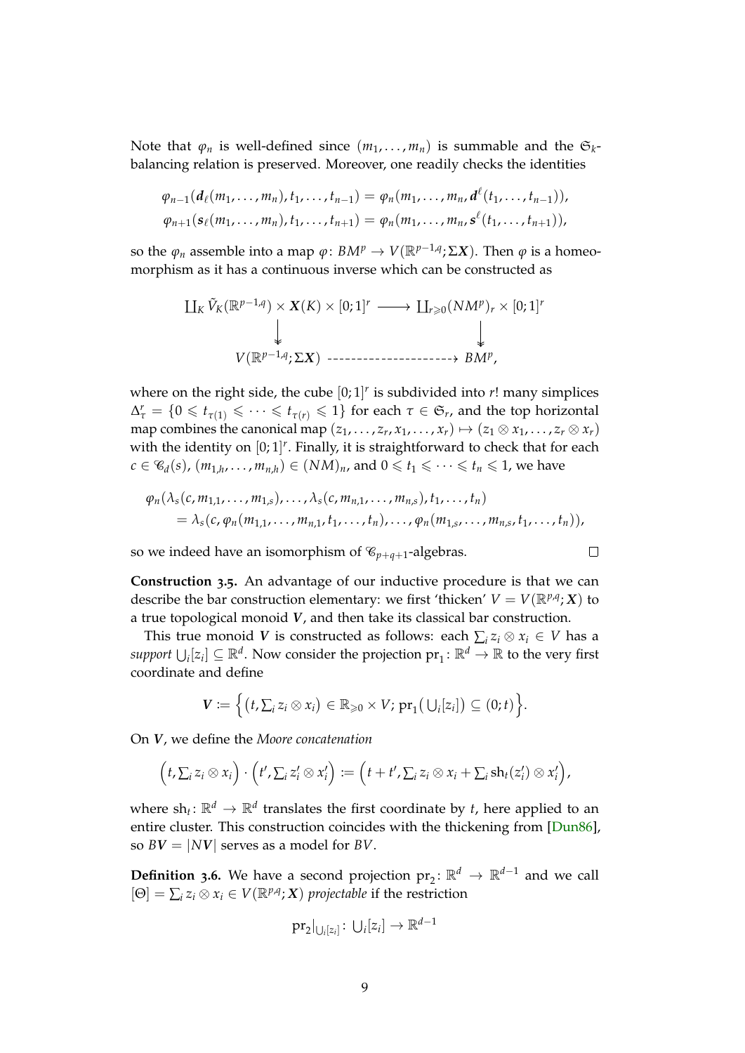Note that $\varphi_n$ is well-defined since $(m_1, \dots, m_n)$ is summable and the $\mathfrak{S}_k$-balancing relation is preserved. Moreover, one readily checks the identities

$$\varphi_{n-1}(\boldsymbol{d}_\ell(m_1, \dots, m_n), t_1, \dots, t_{n-1}) = \varphi_n(m_1, \dots, m_n, \boldsymbol{d}^\ell(t_1, \dots, t_{n-1})),$$
$$\varphi_{n+1}(\boldsymbol{s}_\ell(m_1, \dots, m_n), t_1, \dots, t_{n+1}) = \varphi_n(m_1, \dots, m_n, \boldsymbol{s}^\ell(t_1, \dots, t_{n+1})),$$

so the $\varphi_n$ assemble into a map $\varphi\colon BM^p \to V(\mathbb{R}^{p-1,q}; \Sigma \boldsymbol{X})$. Then $\varphi$ is a homeomorphism as it has a continuous inverse which can be constructed as

$$\begin{array}{ccc} \coprod_K \tilde{V}_K(\mathbb{R}^{p-1,q}) \times \boldsymbol{X}(K) \times [0;1]^r & \longrightarrow & \coprod_{r \geqslant 0} (NM^p)_r \times [0;1]^r \\ \downarrow & & \downarrow \\ V(\mathbb{R}^{p-1,q}; \Sigma \boldsymbol{X}) & \dashrightarrow & BM^p, \end{array}$$

where on the right side, the cube $[0;1]^r$ is subdivided into $r!$ many simplices $\Delta^r_\tau = \{0 \leqslant t_{\tau(1)} \leqslant \dots \leqslant t_{\tau(r)} \leqslant 1\}$ for each $\tau \in \mathfrak{S}_r$, and the top horizontal map combines the canonical map $(z_1, \dots, z_r, x_1, \dots, x_r) \mapsto (z_1 \otimes x_1, \dots, z_r \otimes x_r)$ with the identity on $[0;1]^r$. Finally, it is straightforward to check that for each $c \in \mathscr{C}_d(s)$, $(m_{1,h}, \dots, m_{n,h}) \in (NM)_n$, and $0 \leqslant t_1 \leqslant \dots \leqslant t_n \leqslant 1$, we have

$$\begin{aligned} &\varphi_n(\lambda_s(c, m_{1,1}, \dots, m_{1,s}), \dots, \lambda_s(c, m_{n,1}, \dots, m_{n,s}), t_1, \dots, t_n) \\ &\quad = \lambda_s(c, \varphi_n(m_{1,1}, \dots, m_{n,1}, t_1, \dots, t_n), \dots, \varphi_n(m_{1,s}, \dots, m_{n,s}, t_1, \dots, t_n)), \end{aligned}$$

so we indeed have an isomorphism of $\mathscr{C}_{p+q+1}$-algebras. □

**Construction 3.5.** An advantage of our inductive procedure is that we can describe the bar construction elementary: we first 'thicken' $V = V(\mathbb{R}^{p,q}; \boldsymbol{X})$ to a true topological monoid $\boldsymbol{V}$, and then take its classical bar construction.

This true monoid $\boldsymbol{V}$ is constructed as follows: each $\sum_i z_i \otimes x_i \in V$ has a *support* $\bigcup_i [z_i] \subseteq \mathbb{R}^d$. Now consider the projection $\mathrm{pr}_1\colon \mathbb{R}^d \to \mathbb{R}$ to the very first coordinate and define

$$\boldsymbol{V} \coloneqq \Big\{ \big(t, \textstyle\sum_i z_i \otimes x_i\big) \in \mathbb{R}_{\geqslant 0} \times V;\ \mathrm{pr}_1\big(\bigcup_i [z_i]\big) \subseteq (0;t) \Big\}.$$

On $\boldsymbol{V}$, we define the *Moore concatenation*

$$\Big(t, \textstyle\sum_i z_i \otimes x_i\Big) \cdot \Big(t', \textstyle\sum_i z'_i \otimes x'_i\Big) \coloneqq \Big(t + t', \textstyle\sum_i z_i \otimes x_i + \sum_i \mathrm{sh}_t(z'_i) \otimes x'_i\Big),$$

where $\mathrm{sh}_t\colon \mathbb{R}^d \to \mathbb{R}^d$ translates the first coordinate by $t$, here applied to an entire cluster. This construction coincides with the thickening from [Dun86], so $B\boldsymbol{V} = |N\boldsymbol{V}|$ serves as a model for $BV$.

**Definition 3.6.** We have a second projection $\mathrm{pr}_2\colon \mathbb{R}^d \to \mathbb{R}^{d-1}$ and we call $[\Theta] = \sum_i z_i \otimes x_i \in V(\mathbb{R}^{p,q}; \boldsymbol{X})$ *projectable* if the restriction

$$\mathrm{pr}_2|_{\bigcup_i [z_i]}\colon \textstyle\bigcup_i [z_i] \to \mathbb{R}^{d-1}$$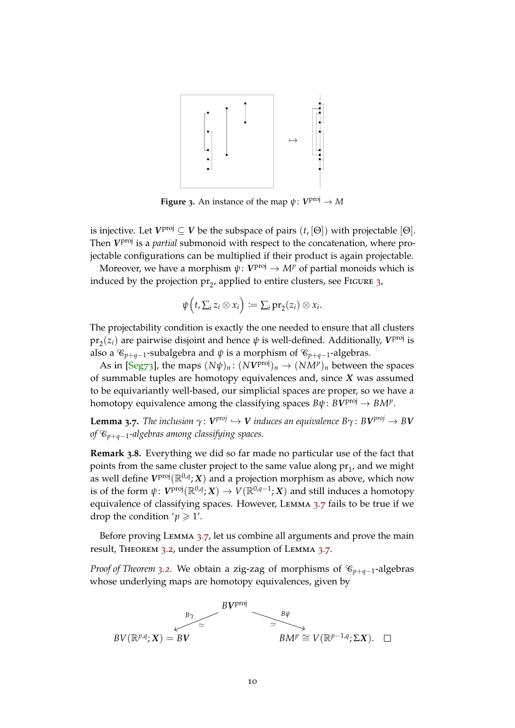**Figure 3.** An instance of the map $\psi\colon \boldsymbol{V}^{\mathrm{proj}} \to M$

is injective. Let $\boldsymbol{V}^{\mathrm{proj}} \subseteq \boldsymbol{V}$ be the subspace of pairs $(t, [\Theta])$ with projectable $[\Theta]$. Then $\boldsymbol{V}^{\mathrm{proj}}$ is a *partial* submonoid with respect to the concatenation, where projectable configurations can be multiplied if their product is again projectable.

Moreover, we have a morphism $\psi\colon \boldsymbol{V}^{\mathrm{proj}} \to M^p$ of partial monoids which is induced by the projection $\mathrm{pr}_2$, applied to entire clusters, see Figure 3,

$$\psi\Big(t, \textstyle\sum_i z_i \otimes x_i\Big) := \textstyle\sum_i \mathrm{pr}_2(z_i) \otimes x_i.$$

The projectability condition is exactly the one needed to ensure that all clusters $\mathrm{pr}_2(z_i)$ are pairwise disjoint and hence $\psi$ is well-defined. Additionally, $\boldsymbol{V}^{\mathrm{proj}}$ is also a $\mathscr{C}_{p+q-1}$-subalgebra and $\psi$ is a morphism of $\mathscr{C}_{p+q-1}$-algebras.

As in [Seg73], the maps $(N\psi)_n\colon (N\boldsymbol{V}^{\mathrm{proj}})_n \to (NM^p)_n$ between the spaces of summable tuples are homotopy equivalences and, since $\boldsymbol{X}$ was assumed to be equivariantly well-based, our simplicial spaces are proper, so we have a homotopy equivalence among the classifying spaces $B\psi\colon B\boldsymbol{V}^{\mathrm{proj}} \to BM^p$.

**Lemma 3.7.** *The inclusion $\gamma\colon \boldsymbol{V}^{proj} \hookrightarrow \boldsymbol{V}$ induces an equivalence $B\gamma\colon B\boldsymbol{V}^{proj} \to B\boldsymbol{V}$ of $\mathscr{C}_{p+q-1}$-algebras among classifying spaces.*

**Remark 3.8.** Everything we did so far made no particular use of the fact that points from the same cluster project to the same value along $\mathrm{pr}_1$, and we might as well define $\boldsymbol{V}^{\mathrm{proj}}(\mathbb{R}^{0,q}; \boldsymbol{X})$ and a projection morphism as above, which now is of the form $\psi\colon \boldsymbol{V}^{\mathrm{proj}}(\mathbb{R}^{0,q}; \boldsymbol{X}) \to V(\mathbb{R}^{0,q-1}; \boldsymbol{X})$ and still induces a homotopy equivalence of classifying spaces. However, Lemma 3.7 fails to be true if we drop the condition '$p \geqslant 1$'.

Before proving Lemma 3.7, let us combine all arguments and prove the main result, Theorem 3.2, under the assumption of Lemma 3.7.

*Proof of Theorem 3.2.* We obtain a zig-zag of morphisms of $\mathscr{C}_{p+q-1}$-algebras whose underlying maps are homotopy equivalences, given by

$$BV(\mathbb{R}^{p,q}; \boldsymbol{X}) = B\boldsymbol{V} \xleftarrow[\simeq]{B\gamma} B\boldsymbol{V}^{\mathrm{proj}} \xrightarrow[\simeq]{B\psi} BM^p \cong V(\mathbb{R}^{p-1,q}; \Sigma\boldsymbol{X}). \qquad \square$$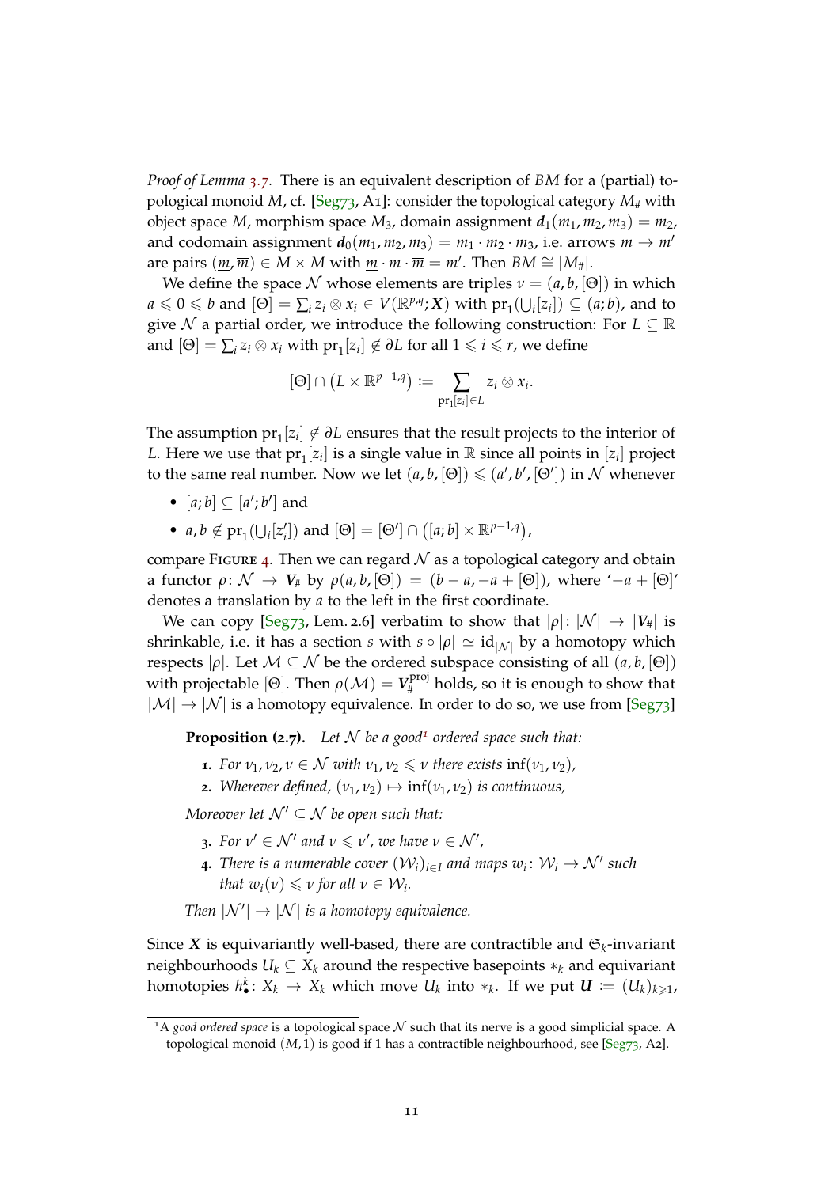*Proof of Lemma 3.7.* There is an equivalent description of $BM$ for a (partial) topological monoid $M$, cf. [Seg73, A1]: consider the topological category $M_\#$ with object space $M$, morphism space $M_3$, domain assignment $\boldsymbol{d}_1(m_1, m_2, m_3) = m_2$, and codomain assignment $\boldsymbol{d}_0(m_1, m_2, m_3) = m_1 \cdot m_2 \cdot m_3$, i.e. arrows $m \to m'$ are pairs $(\underline{m}, \overline{m}) \in M \times M$ with $\underline{m} \cdot m \cdot \overline{m} = m'$. Then $BM \cong |M_\#|$.

We define the space $\mathcal{N}$ whose elements are triples $\nu = (a, b, [\Theta])$ in which $a \leqslant 0 \leqslant b$ and $[\Theta] = \sum_i z_i \otimes x_i \in V(\mathbb{R}^{p,q}; \boldsymbol{X})$ with $\mathrm{pr}_1(\bigcup_i [z_i]) \subseteq (a; b)$, and to give $\mathcal{N}$ a partial order, we introduce the following construction: For $L \subseteq \mathbb{R}$ and $[\Theta] = \sum_i z_i \otimes x_i$ with $\mathrm{pr}_1[z_i] \notin \partial L$ for all $1 \leqslant i \leqslant r$, we define

$$[\Theta] \cap \big(L \times \mathbb{R}^{p-1,q}\big) := \sum_{\mathrm{pr}_1[z_i] \in L} z_i \otimes x_i.$$

The assumption $\mathrm{pr}_1[z_i] \notin \partial L$ ensures that the result projects to the interior of $L$. Here we use that $\mathrm{pr}_1[z_i]$ is a single value in $\mathbb{R}$ since all points in $[z_i]$ project to the same real number. Now we let $(a, b, [\Theta]) \leqslant (a', b', [\Theta'])$ in $\mathcal{N}$ whenever

- $[a; b] \subseteq [a'; b']$ and
- $a, b \notin \mathrm{pr}_1(\bigcup_i [z_i'])$ and $[\Theta] = [\Theta'] \cap \big([a; b] \times \mathbb{R}^{p-1,q}\big)$,

compare Figure 4. Then we can regard $\mathcal{N}$ as a topological category and obtain a functor $\rho\colon \mathcal{N} \to \boldsymbol{V}_\#$ by $\rho(a, b, [\Theta]) = (b - a, -a + [\Theta])$, where '$-a + [\Theta]$' denotes a translation by $a$ to the left in the first coordinate.

We can copy [Seg73, Lem. 2.6] verbatim to show that $|\rho|\colon |\mathcal{N}| \to |\boldsymbol{V}_\#|$ is shrinkable, i.e. it has a section $s$ with $s \circ |\rho| \simeq \mathrm{id}_{|\mathcal{N}|}$ by a homotopy which respects $|\rho|$. Let $\mathcal{M} \subseteq \mathcal{N}$ be the ordered subspace consisting of all $(a, b, [\Theta])$ with projectable $[\Theta]$. Then $\rho(\mathcal{M}) = \boldsymbol{V}_\#^{\mathrm{proj}}$ holds, so it is enough to show that $|\mathcal{M}| \to |\mathcal{N}|$ is a homotopy equivalence. In order to do so, we use from [Seg73]

> **Proposition (2.7).** *Let $\mathcal{N}$ be a good[1] ordered space such that:*
>
> 1. *For $\nu_1, \nu_2, \nu \in \mathcal{N}$ with $\nu_1, \nu_2 \leqslant \nu$ there exists $\inf(\nu_1, \nu_2)$,*
> 2. *Wherever defined, $(\nu_1, \nu_2) \mapsto \inf(\nu_1, \nu_2)$ is continuous,*
>
> *Moreover let $\mathcal{N}' \subseteq \mathcal{N}$ be open such that:*
>
> 3. *For $\nu' \in \mathcal{N}'$ and $\nu \leqslant \nu'$, we have $\nu \in \mathcal{N}'$,*
> 4. *There is a numerable cover $(\mathcal{W}_i)_{i \in I}$ and maps $w_i\colon \mathcal{W}_i \to \mathcal{N}'$ such that $w_i(\nu) \leqslant \nu$ for all $\nu \in \mathcal{W}_i$.*
>
> *Then $|\mathcal{N}'| \to |\mathcal{N}|$ is a homotopy equivalence.*

Since $\boldsymbol{X}$ is equivariantly well-based, there are contractible and $\mathfrak{S}_k$-invariant neighbourhoods $U_k \subseteq X_k$ around the respective basepoints $*_k$ and equivariant homotopies $h^k_\bullet\colon X_k \to X_k$ which move $U_k$ into $*_k$. If we put $\boldsymbol{U} := (U_k)_{k \geqslant 1}$,

[1] A *good ordered space* is a topological space $\mathcal{N}$ such that its nerve is a good simplicial space. A topological monoid $(M, 1)$ is good if 1 has a contractible neighbourhood, see [Seg73, A2].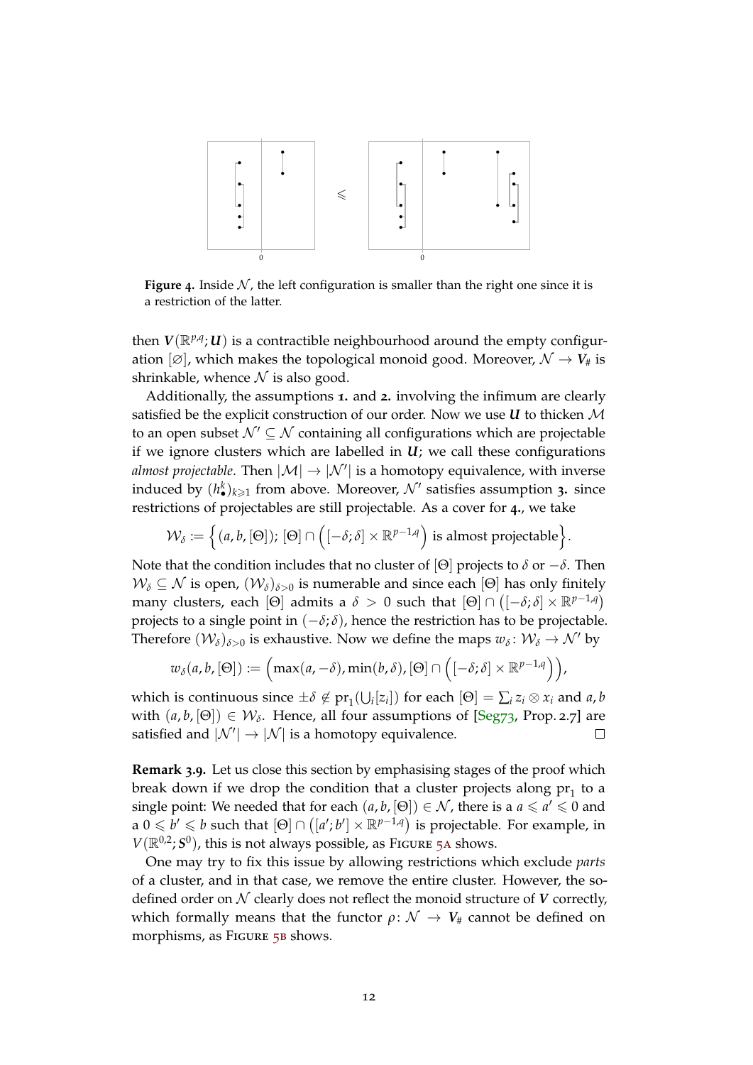**Figure 4.** Inside $\mathcal{N}$, the left configuration is smaller than the right one since it is a restriction of the latter.

then $\boldsymbol{V}(\mathbb{R}^{p,q};\boldsymbol{U})$ is a contractible neighbourhood around the empty configuration $[\varnothing]$, which makes the topological monoid good. Moreover, $\mathcal{N} \to \boldsymbol{V}_{\#}$ is shrinkable, whence $\mathcal{N}$ is also good.

Additionally, the assumptions **1.** and **2.** involving the infimum are clearly satisfied be the explicit construction of our order. Now we use $\boldsymbol{U}$ to thicken $\mathcal{M}$ to an open subset $\mathcal{N}' \subseteq \mathcal{N}$ containing all configurations which are projectable if we ignore clusters which are labelled in $\boldsymbol{U}$; we call these configurations *almost projectable*. Then $|\mathcal{M}| \to |\mathcal{N}'|$ is a homotopy equivalence, with inverse induced by $(h^k_\bullet)_{k\geqslant 1}$ from above. Moreover, $\mathcal{N}'$ satisfies assumption **3.** since restrictions of projectables are still projectable. As a cover for **4.**, we take

$$\mathcal{W}_\delta := \Big\{(a,b,[\Theta]);\, [\Theta] \cap \Big([-\delta;\delta] \times \mathbb{R}^{p-1,q}\Big) \text{ is almost projectable}\Big\}.$$

Note that the condition includes that no cluster of $[\Theta]$ projects to $\delta$ or $-\delta$. Then $\mathcal{W}_\delta \subseteq \mathcal{N}$ is open, $(\mathcal{W}_\delta)_{\delta>0}$ is numerable and since each $[\Theta]$ has only finitely many clusters, each $[\Theta]$ admits a $\delta > 0$ such that $[\Theta] \cap \big([-\delta;\delta] \times \mathbb{R}^{p-1,q}\big)$ projects to a single point in $(-\delta;\delta)$, hence the restriction has to be projectable. Therefore $(\mathcal{W}_\delta)_{\delta>0}$ is exhaustive. Now we define the maps $w_\delta \colon \mathcal{W}_\delta \to \mathcal{N}'$ by

$$w_\delta(a,b,[\Theta]) := \Big(\max(a,-\delta), \min(b,\delta), [\Theta] \cap \Big([-\delta;\delta] \times \mathbb{R}^{p-1,q}\Big)\Big),$$

which is continuous since $\pm\delta \notin \mathrm{pr}_1(\bigcup_i [z_i])$ for each $[\Theta] = \sum_i z_i \otimes x_i$ and $a, b$ with $(a,b,[\Theta]) \in \mathcal{W}_\delta$. Hence, all four assumptions of [Seg73, Prop. 2.7] are satisfied and $|\mathcal{N}'| \to |\mathcal{N}|$ is a homotopy equivalence. $\square$

**Remark 3.9.** Let us close this section by emphasising stages of the proof which break down if we drop the condition that a cluster projects along $\mathrm{pr}_1$ to a single point: We needed that for each $(a,b,[\Theta]) \in \mathcal{N}$, there is a $a \leqslant a' \leqslant 0$ and a $0 \leqslant b' \leqslant b$ such that $[\Theta] \cap \big([a';b'] \times \mathbb{R}^{p-1,q}\big)$ is projectable. For example, in $V(\mathbb{R}^{0,2};\boldsymbol{S}^0)$, this is not always possible, as Figure 5a shows.

One may try to fix this issue by allowing restrictions which exclude *parts* of a cluster, and in that case, we remove the entire cluster. However, the so-defined order on $\mathcal{N}$ clearly does not reflect the monoid structure of $\boldsymbol{V}$ correctly, which formally means that the functor $\rho\colon \mathcal{N} \to \boldsymbol{V}_{\#}$ cannot be defined on morphisms, as Figure 5b shows.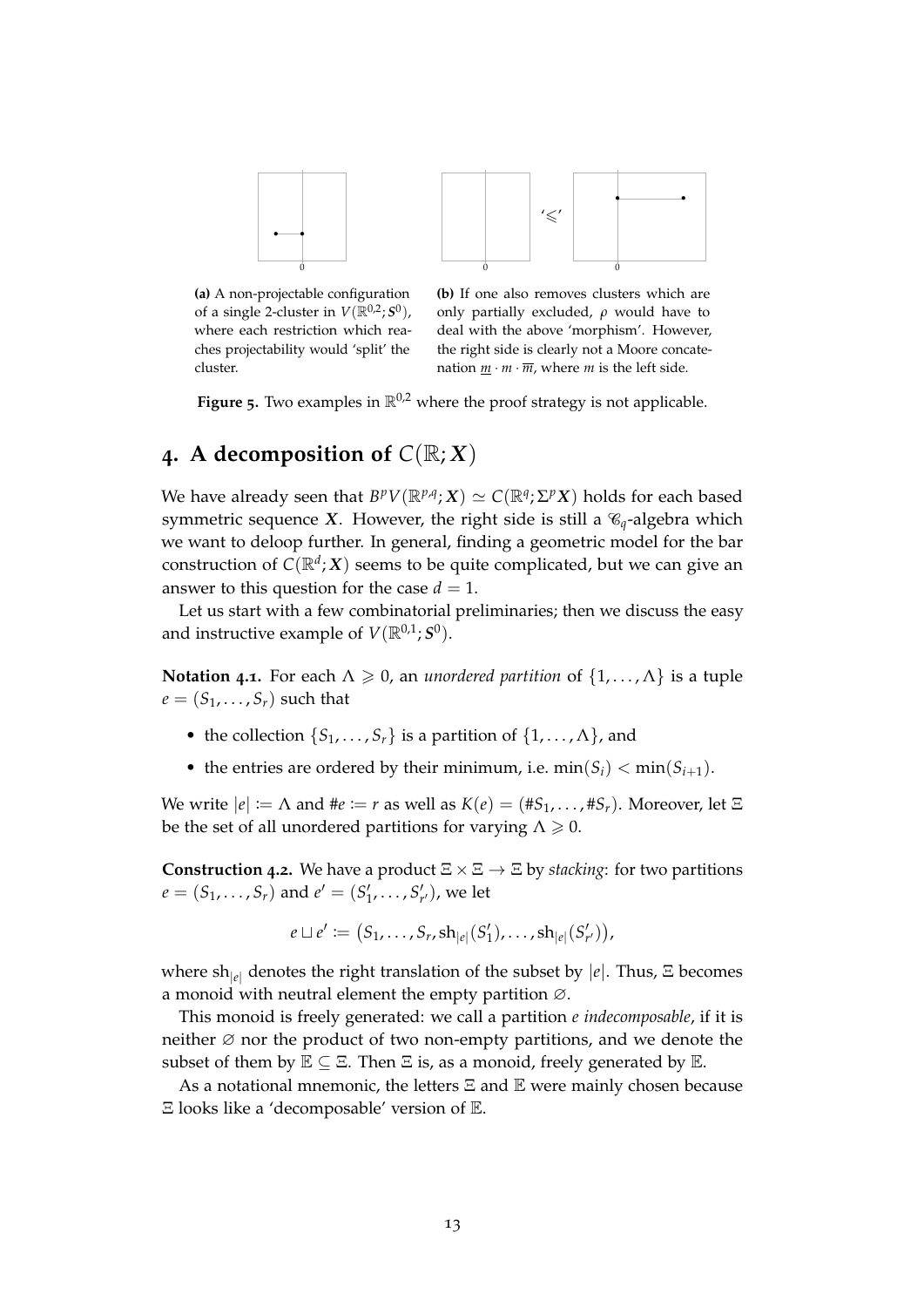(a) A non-projectable configuration of a single 2-cluster in $V(\mathbb{R}^{0,2};\boldsymbol{S}^0)$, where each restriction which reaches projectability would 'split' the cluster.

(b) If one also removes clusters which are only partially excluded, $\rho$ would have to deal with the above 'morphism'. However, the right side is clearly not a Moore concatenation $\underline{m} \cdot m \cdot \overline{m}$, where $m$ is the left side.

**Figure 5.** Two examples in $\mathbb{R}^{0,2}$ where the proof strategy is not applicable.

# 4. A decomposition of $C(\mathbb{R};\boldsymbol{X})$

We have already seen that $B^p V(\mathbb{R}^{p,q};\boldsymbol{X}) \simeq C(\mathbb{R}^q;\Sigma^p\boldsymbol{X})$ holds for each based symmetric sequence $\boldsymbol{X}$. However, the right side is still a $\mathscr{C}_q$-algebra which we want to deloop further. In general, finding a geometric model for the bar construction of $C(\mathbb{R}^d;\boldsymbol{X})$ seems to be quite complicated, but we can give an answer to this question for the case $d = 1$.

Let us start with a few combinatorial preliminaries; then we discuss the easy and instructive example of $V(\mathbb{R}^{0,1};\boldsymbol{S}^0)$.

**Notation 4.1.** For each $\Lambda \geqslant 0$, an *unordered partition* of $\{1,\dots,\Lambda\}$ is a tuple $e = (S_1,\dots,S_r)$ such that

- the collection $\{S_1,\dots,S_r\}$ is a partition of $\{1,\dots,\Lambda\}$, and
- the entries are ordered by their minimum, i.e. $\min(S_i) < \min(S_{i+1})$.

We write $|e| \coloneqq \Lambda$ and $\#e \coloneqq r$ as well as $K(e) = (\#S_1,\dots,\#S_r)$. Moreover, let $\Xi$ be the set of all unordered partitions for varying $\Lambda \geqslant 0$.

**Construction 4.2.** We have a product $\Xi \times \Xi \to \Xi$ by *stacking*: for two partitions $e = (S_1,\dots,S_r)$ and $e' = (S'_1,\dots,S'_{r'})$, we let

$$e \sqcup e' \coloneqq \big(S_1,\dots,S_r,\mathrm{sh}_{|e|}(S'_1),\dots,\mathrm{sh}_{|e|}(S'_{r'})\big),$$

where $\mathrm{sh}_{|e|}$ denotes the right translation of the subset by $|e|$. Thus, $\Xi$ becomes a monoid with neutral element the empty partition $\varnothing$.

This monoid is freely generated: we call a partition *e indecomposable*, if it is neither $\varnothing$ nor the product of two non-empty partitions, and we denote the subset of them by $\mathbb{E} \subseteq \Xi$. Then $\Xi$ is, as a monoid, freely generated by $\mathbb{E}$.

As a notational mnemonic, the letters $\Xi$ and $\mathbb{E}$ were mainly chosen because $\Xi$ looks like a 'decomposable' version of $\mathbb{E}$.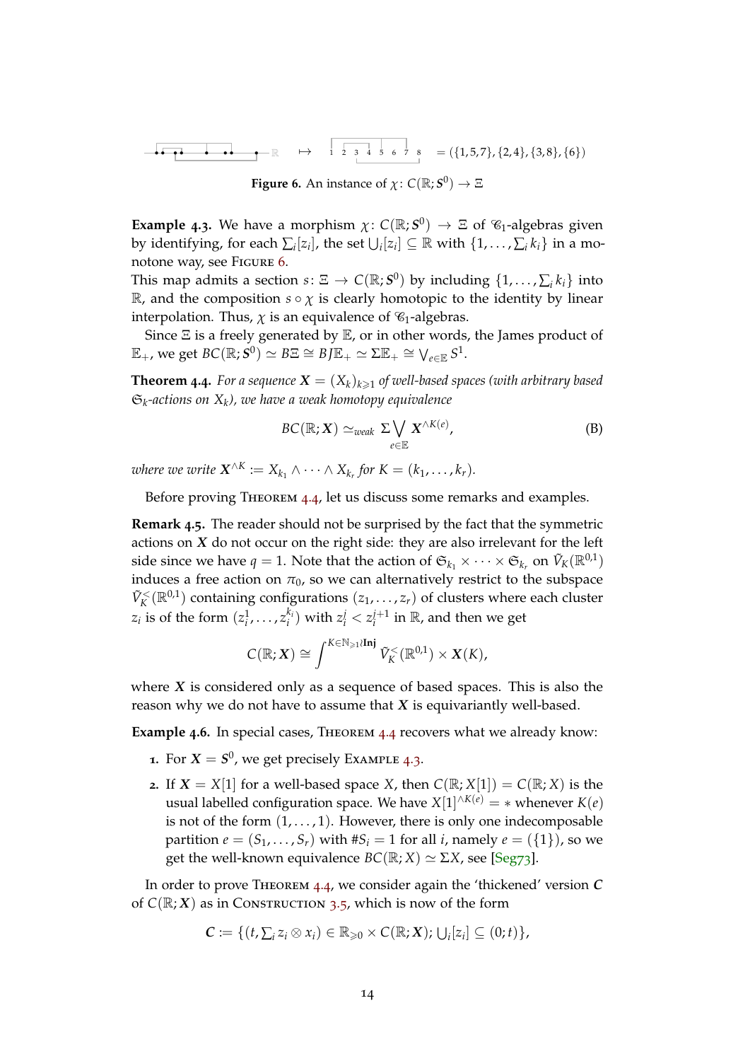$$\mapsto \quad = (\{1,5,7\},\{2,4\},\{3,8\},\{6\})$$

**Figure 6.** An instance of $\chi\colon C(\mathbb{R};\boldsymbol{S}^0) \to \Xi$

**Example 4.3.** We have a morphism $\chi\colon C(\mathbb{R};\boldsymbol{S}^0) \to \Xi$ of $\mathscr{C}_1$-algebras given by identifying, for each $\sum_i [z_i]$, the set $\bigcup_i [z_i] \subseteq \mathbb{R}$ with $\{1,\dots,\sum_i k_i\}$ in a monotone way, see Figure 6.
This map admits a section $s\colon \Xi \to C(\mathbb{R};\boldsymbol{S}^0)$ by including $\{1,\dots,\sum_i k_i\}$ into $\mathbb{R}$, and the composition $s \circ \chi$ is clearly homotopic to the identity by linear interpolation. Thus, $\chi$ is an equivalence of $\mathscr{C}_1$-algebras.

Since $\Xi$ is a freely generated by $\mathbb{E}$, or in other words, the James product of $\mathbb{E}_+$, we get $BC(\mathbb{R};\boldsymbol{S}^0) \simeq B\Xi \cong BJ\mathbb{E}_+ \simeq \Sigma\mathbb{E}_+ \cong \bigvee_{e\in\mathbb{E}} S^1$.

**Theorem 4.4.** *For a sequence $\boldsymbol{X} = (X_k)_{k\geqslant 1}$ of well-based spaces (with arbitrary based $\mathfrak{S}_k$-actions on $X_k$), we have a weak homotopy equivalence*

$$BC(\mathbb{R};\boldsymbol{X}) \simeq_{weak} \Sigma \bigvee_{e\in\mathbb{E}} \boldsymbol{X}^{\wedge K(e)}, \tag{B}$$

*where we write $\boldsymbol{X}^{\wedge K} := X_{k_1} \wedge \dots \wedge X_{k_r}$ for $K = (k_1,\dots,k_r)$.*

Before proving Theorem 4.4, let us discuss some remarks and examples.

**Remark 4.5.** The reader should not be surprised by the fact that the symmetric actions on $\boldsymbol{X}$ do not occur on the right side: they are also irrelevant for the left side since we have $q = 1$. Note that the action of $\mathfrak{S}_{k_1} \times \dots \times \mathfrak{S}_{k_r}$ on $\tilde{V}_K(\mathbb{R}^{0,1})$ induces a free action on $\pi_0$, so we can alternatively restrict to the subspace $\tilde{V}_K^<(\mathbb{R}^{0,1})$ containing configurations $(z_1,\dots,z_r)$ of clusters where each cluster $z_i$ is of the form $(z_i^1,\dots,z_i^{k_i})$ with $z_i^j < z_i^{j+1}$ in $\mathbb{R}$, and then we get

$$C(\mathbb{R};\boldsymbol{X}) \cong \int^{K\in\mathbb{N}_{\geqslant 1}\wr\mathbf{Inj}} \tilde{V}_K^<(\mathbb{R}^{0,1}) \times \boldsymbol{X}(K),$$

where $\boldsymbol{X}$ is considered only as a sequence of based spaces. This is also the reason why we do not have to assume that $\boldsymbol{X}$ is equivariantly well-based.

**Example 4.6.** In special cases, Theorem 4.4 recovers what we already know:

1. For $\boldsymbol{X} = \boldsymbol{S}^0$, we get precisely Example 4.3.
2. If $\boldsymbol{X} = X[1]$ for a well-based space $X$, then $C(\mathbb{R};X[1]) = C(\mathbb{R};X)$ is the usual labelled configuration space. We have $X[1]^{\wedge K(e)} = *$ whenever $K(e)$ is not of the form $(1,\dots,1)$. However, there is only one indecomposable partition $e = (S_1,\dots,S_r)$ with $\#S_i = 1$ for all $i$, namely $e = (\{1\})$, so we get the well-known equivalence $BC(\mathbb{R};X) \simeq \Sigma X$, see [Seg73].

In order to prove Theorem 4.4, we consider again the 'thickened' version $\boldsymbol{C}$ of $C(\mathbb{R};\boldsymbol{X})$ as in Construction 3.5, which is now of the form

$$\boldsymbol{C} := \{(t, \textstyle\sum_i z_i \otimes x_i) \in \mathbb{R}_{\geqslant 0} \times C(\mathbb{R};\boldsymbol{X});\ \bigcup_i [z_i] \subseteq (0;t)\},$$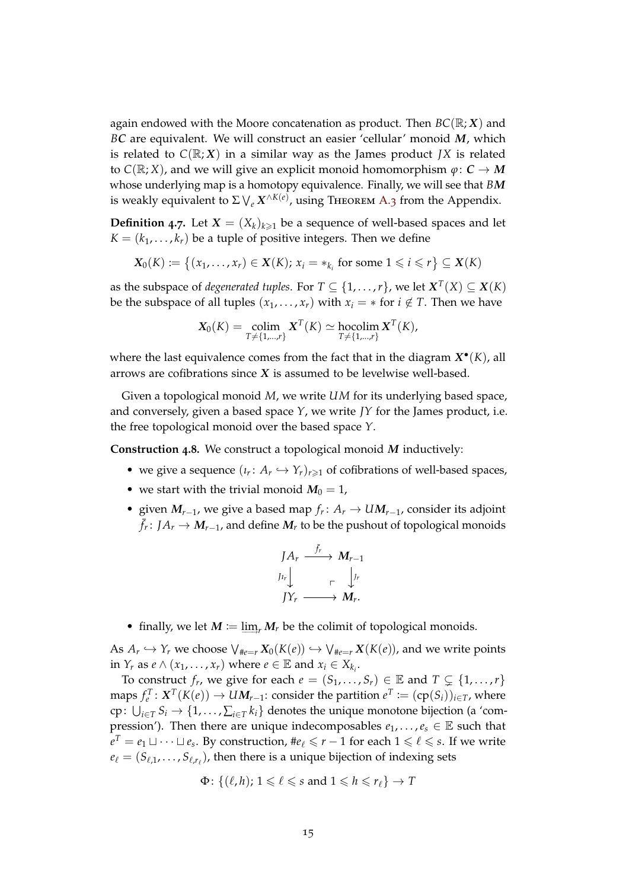again endowed with the Moore concatenation as product. Then $BC(\mathbb{R};\boldsymbol{X})$ and $B\boldsymbol{C}$ are equivalent. We will construct an easier 'cellular' monoid $\boldsymbol{M}$, which is related to $C(\mathbb{R};\boldsymbol{X})$ in a similar way as the James product $JX$ is related to $C(\mathbb{R};X)$, and we will give an explicit monoid homomorphism $\varphi\colon \boldsymbol{C}\to\boldsymbol{M}$ whose underlying map is a homotopy equivalence. Finally, we will see that $B\boldsymbol{M}$ is weakly equivalent to $\Sigma\bigvee_e \boldsymbol{X}^{\wedge K(e)}$, using Theorem A.3 from the Appendix.

**Definition 4.7.** Let $\boldsymbol{X}=(X_k)_{k\geqslant 1}$ be a sequence of well-based spaces and let $K=(k_1,\dots,k_r)$ be a tuple of positive integers. Then we define

$$\boldsymbol{X}_0(K) := \big\{(x_1,\dots,x_r)\in \boldsymbol{X}(K);\ x_i = *_{k_i} \text{ for some } 1\leqslant i\leqslant r\big\}\subseteq \boldsymbol{X}(K)$$

as the subspace of *degenerated tuples*. For $T\subseteq\{1,\dots,r\}$, we let $\boldsymbol{X}^T(X)\subseteq\boldsymbol{X}(K)$ be the subspace of all tuples $(x_1,\dots,x_r)$ with $x_i=*$ for $i\notin T$. Then we have

$$\boldsymbol{X}_0(K) = \operatorname*{colim}_{T\neq\{1,\dots,r\}} \boldsymbol{X}^T(K) \simeq \operatorname*{hocolim}_{T\neq\{1,\dots,r\}} \boldsymbol{X}^T(K),$$

where the last equivalence comes from the fact that in the diagram $\boldsymbol{X}^\bullet(K)$, all arrows are cofibrations since $\boldsymbol{X}$ is assumed to be levelwise well-based.

Given a topological monoid $M$, we write $UM$ for its underlying based space, and conversely, given a based space $Y$, we write $JY$ for the James product, i.e. the free topological monoid over the based space $Y$.

**Construction 4.8.** We construct a topological monoid $\boldsymbol{M}$ inductively:

- we give a sequence $(\iota_r\colon A_r\hookrightarrow Y_r)_{r\geqslant 1}$ of cofibrations of well-based spaces,
- we start with the trivial monoid $\boldsymbol{M}_0=1$,
- given $\boldsymbol{M}_{r-1}$, we give a based map $f_r\colon A_r\to U\boldsymbol{M}_{r-1}$, consider its adjoint $\bar f_r\colon JA_r\to\boldsymbol{M}_{r-1}$, and define $\boldsymbol{M}_r$ to be the pushout of topological monoids

$$\begin{array}{ccc} JA_r & \xrightarrow{\bar f_r} & \boldsymbol{M}_{r-1} \\ {\scriptstyle J\iota_r}\downarrow & \ulcorner & \downarrow{\scriptstyle j_r} \\ JY_r & \longrightarrow & \boldsymbol{M}_r. \end{array}$$

- finally, we let $\boldsymbol{M} := \varinjlim_r \boldsymbol{M}_r$ be the colimit of topological monoids.

As $A_r\hookrightarrow Y_r$ we choose $\bigvee_{\#e=r}\boldsymbol{X}_0(K(e))\hookrightarrow\bigvee_{\#e=r}\boldsymbol{X}(K(e))$, and we write points in $Y_r$ as $e\wedge(x_1,\dots,x_r)$ where $e\in\mathbb{E}$ and $x_i\in X_{k_i}$.

To construct $f_r$, we give for each $e=(S_1,\dots,S_r)\in\mathbb{E}$ and $T\subsetneq\{1,\dots,r\}$ maps $f_e^T\colon \boldsymbol{X}^T(K(e))\to U\boldsymbol{M}_{r-1}$: consider the partition $e^T := (\mathrm{cp}(S_i))_{i\in T}$, where $\mathrm{cp}\colon \bigcup_{i\in T}S_i\to\{1,\dots,\sum_{i\in T}k_i\}$ denotes the unique monotone bijection (a 'compression'). Then there are unique indecomposables $e_1,\dots,e_s\in\mathbb{E}$ such that $e^T=e_1\sqcup\dots\sqcup e_s$. By construction, $\#e_\ell\leqslant r-1$ for each $1\leqslant\ell\leqslant s$. If we write $e_\ell=(S_{\ell,1},\dots,S_{\ell,r_\ell})$, then there is a unique bijection of indexing sets

$$\Phi\colon \{(\ell,h);\ 1\leqslant\ell\leqslant s \text{ and } 1\leqslant h\leqslant r_\ell\}\to T$$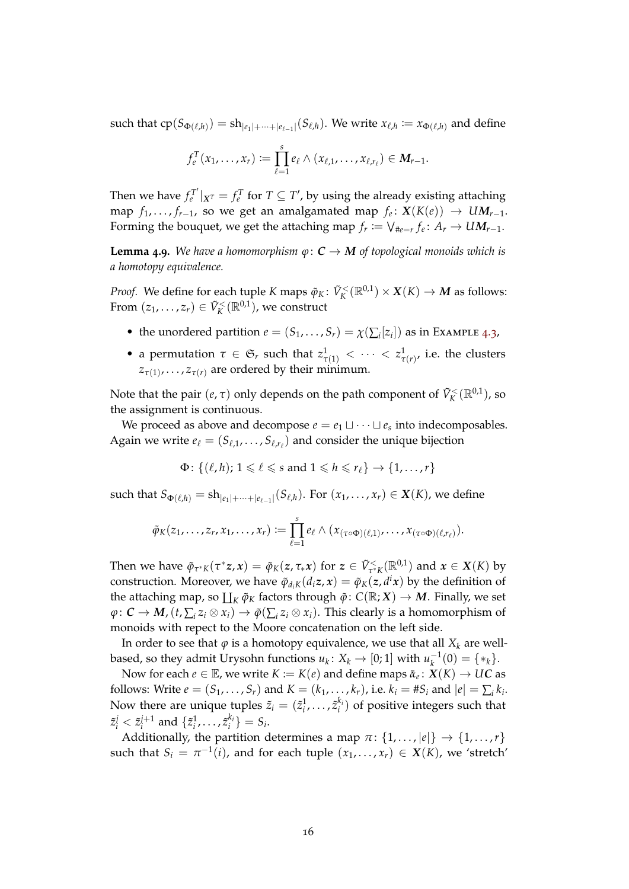such that $\mathrm{cp}(S_{\Phi(\ell,h)}) = \mathrm{sh}_{|e_1|+\cdots+|e_{\ell-1}|}(S_{\ell,h})$. We write $x_{\ell,h} := x_{\Phi(\ell,h)}$ and define

$$f_e^T(x_1, \ldots, x_r) := \prod_{\ell=1}^{s} e_\ell \wedge (x_{\ell,1}, \ldots, x_{\ell,r_\ell}) \in \boldsymbol{M}_{r-1}.$$

Then we have $f_e^{T'}|_{\boldsymbol{X}^T} = f_e^T$ for $T \subseteq T'$, by using the already existing attaching map $f_1, \ldots, f_{r-1}$, so we get an amalgamated map $f_e \colon \boldsymbol{X}(K(e)) \to U\boldsymbol{M}_{r-1}$. Forming the bouquet, we get the attaching map $f_r := \bigvee_{\#e=r} f_e \colon A_r \to U\boldsymbol{M}_{r-1}$.

**Lemma 4.9.** *We have a homomorphism $\varphi \colon \boldsymbol{C} \to \boldsymbol{M}$ of topological monoids which is a homotopy equivalence.*

*Proof.* We define for each tuple $K$ maps $\tilde{\varphi}_K \colon \tilde{V}_K^<(\mathbb{R}^{0,1}) \times \boldsymbol{X}(K) \to \boldsymbol{M}$ as follows: From $(z_1, \ldots, z_r) \in \tilde{V}_K^<(\mathbb{R}^{0,1})$, we construct

- the unordered partition $e = (S_1, \ldots, S_r) = \chi(\sum_i [z_i])$ as in Example 4.3,
- a permutation $\tau \in \mathfrak{S}_r$ such that $z^1_{\tau(1)} < \cdots < z^1_{\tau(r)}$, i.e. the clusters $z_{\tau(1)}, \ldots, z_{\tau(r)}$ are ordered by their minimum.

Note that the pair $(e, \tau)$ only depends on the path component of $\tilde{V}_K^<(\mathbb{R}^{0,1})$, so the assignment is continuous.

We proceed as above and decompose $e = e_1 \sqcup \cdots \sqcup e_s$ into indecomposables. Again we write $e_\ell = (S_{\ell,1}, \ldots, S_{\ell,r_\ell})$ and consider the unique bijection

$$\Phi \colon \{(\ell, h);\, 1 \leqslant \ell \leqslant s \text{ and } 1 \leqslant h \leqslant r_\ell\} \to \{1, \ldots, r\}$$

such that $S_{\Phi(\ell,h)} = \mathrm{sh}_{|e_1|+\cdots+|e_{\ell-1}|}(S_{\ell,h})$. For $(x_1, \ldots, x_r) \in \boldsymbol{X}(K)$, we define

$$\tilde{\varphi}_K(z_1, \ldots, z_r, x_1, \ldots, x_r) := \prod_{\ell=1}^{s} e_\ell \wedge (x_{(\tau\circ\Phi)(\ell,1)}, \ldots, x_{(\tau\circ\Phi)(\ell,r_\ell)}).$$

Then we have $\tilde{\varphi}_{\tau^*K}(\tau^*\boldsymbol{z}, \boldsymbol{x}) = \tilde{\varphi}_K(\boldsymbol{z}, \tau_*\boldsymbol{x})$ for $\boldsymbol{z} \in \tilde{V}^<_{\tau^*K}(\mathbb{R}^{0,1})$ and $\boldsymbol{x} \in \boldsymbol{X}(K)$ by construction. Moreover, we have $\tilde{\varphi}_{d_iK}(d_i\boldsymbol{z}, \boldsymbol{x}) = \tilde{\varphi}_K(\boldsymbol{z}, d^i\boldsymbol{x})$ by the definition of the attaching map, so $\coprod_K \tilde{\varphi}_K$ factors through $\tilde{\varphi} \colon C(\mathbb{R}; \boldsymbol{X}) \to \boldsymbol{M}$. Finally, we set $\varphi \colon \boldsymbol{C} \to \boldsymbol{M}$, $(t, \sum_i z_i \otimes x_i) \to \tilde{\varphi}(\sum_i z_i \otimes x_i)$. This clearly is a homomorphism of monoids with repect to the Moore concatenation on the left side.

In order to see that $\varphi$ is a homotopy equivalence, we use that all $X_k$ are well-based, so they admit Urysohn functions $u_k \colon X_k \to [0;1]$ with $u_k^{-1}(0) = \{*_k\}$.

Now for each $e \in \mathbb{E}$, we write $K := K(e)$ and define maps $\bar{\alpha}_e \colon \boldsymbol{X}(K) \to U\boldsymbol{C}$ as follows: Write $e = (S_1, \ldots, S_r)$ and $K = (k_1, \ldots, k_r)$, i.e. $k_i = \#S_i$ and $|e| = \sum_i k_i$. Now there are unique tuples $\tilde{z}_i = (\tilde{z}_i^1, \ldots, \tilde{z}_i^{k_i})$ of positive integers such that $\tilde{z}_i^j < \tilde{z}_i^{j+1}$ and $\{\tilde{z}_i^1, \ldots, \tilde{z}_i^{k_i}\} = S_i$.

Additionally, the partition determines a map $\pi \colon \{1, \ldots, |e|\} \to \{1, \ldots, r\}$ such that $S_i = \pi^{-1}(i)$, and for each tuple $(x_1, \ldots, x_r) \in \boldsymbol{X}(K)$, we 'stretch'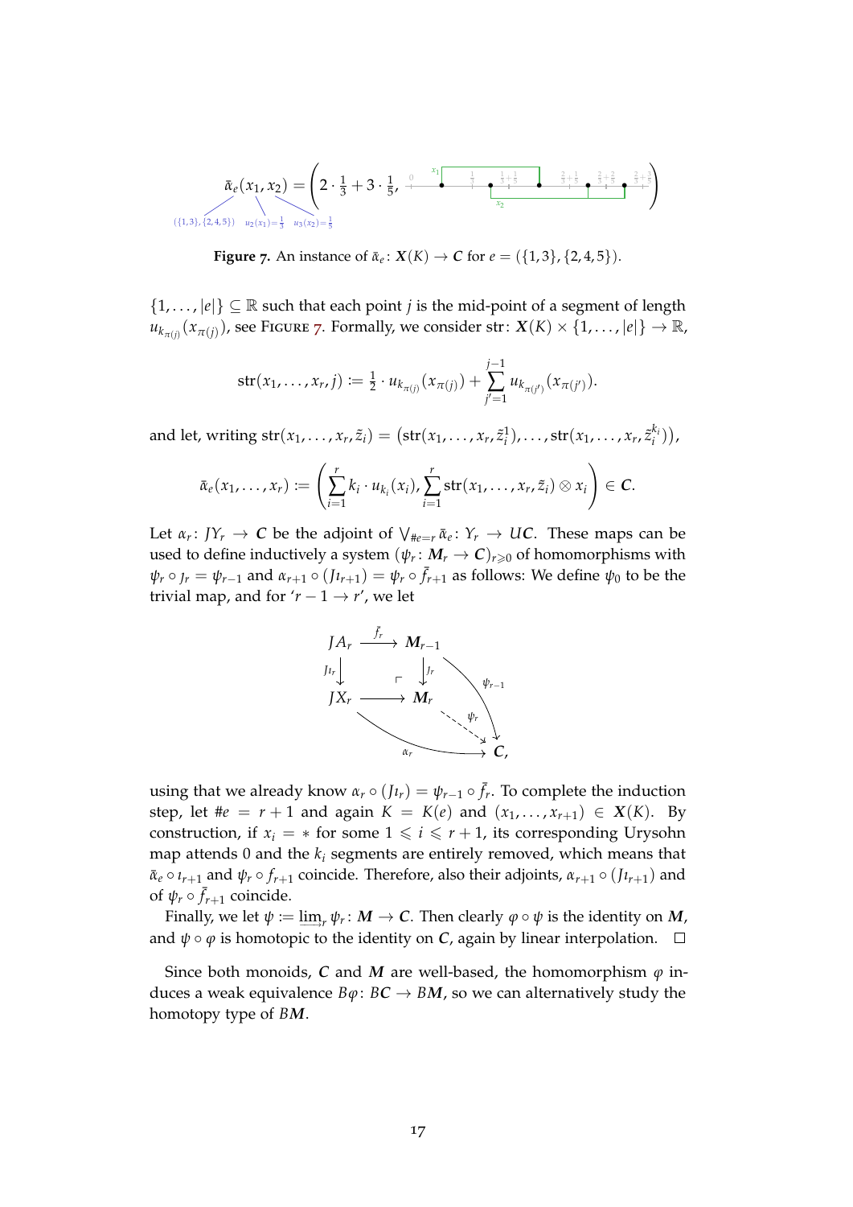$$\bar{\alpha}_e(x_1, x_2) = \left(2 \cdot \tfrac{1}{3} + 3 \cdot \tfrac{1}{5}, \ \cdots \right)$$

$(\{1,3\},\{2,4,5\})$ $\quad u_2(x_1) = \frac{1}{3}$ $\quad u_3(x_2) = \frac{1}{5}$

**Figure 7.** An instance of $\bar{\alpha}_e \colon \boldsymbol{X}(K) \to \boldsymbol{C}$ for $e = (\{1,3\},\{2,4,5\})$.

$\{1, \ldots, |e|\} \subseteq \mathbb{R}$ such that each point $j$ is the mid-point of a segment of length $u_{k_{\pi(j)}}(x_{\pi(j)})$, see Figure 7. Formally, we consider $\mathrm{str} \colon \boldsymbol{X}(K) \times \{1, \ldots, |e|\} \to \mathbb{R}$,

$$\mathrm{str}(x_1, \ldots, x_r, j) := \tfrac{1}{2} \cdot u_{k_{\pi(j)}}(x_{\pi(j)}) + \sum_{j'=1}^{j-1} u_{k_{\pi(j')}}(x_{\pi(j')}).$$

and let, writing $\mathrm{str}(x_1, \ldots, x_r, \tilde{z}_i) = \big(\mathrm{str}(x_1, \ldots, x_r, \tilde{z}_i^1), \ldots, \mathrm{str}(x_1, \ldots, x_r, \tilde{z}_i^{k_i})\big)$,

$$\bar{\alpha}_e(x_1, \ldots, x_r) := \left( \sum_{i=1}^{r} k_i \cdot u_{k_i}(x_i), \sum_{i=1}^{r} \mathrm{str}(x_1, \ldots, x_r, \tilde{z}_i) \otimes x_i \right) \in \boldsymbol{C}.$$

Let $\alpha_r \colon JY_r \to \boldsymbol{C}$ be the adjoint of $\bigvee_{\#e=r} \bar{\alpha}_e \colon Y_r \to U\boldsymbol{C}$. These maps can be used to define inductively a system $(\psi_r \colon \boldsymbol{M}_r \to \boldsymbol{C})_{r \geqslant 0}$ of homomorphisms with $\psi_r \circ \jmath_r = \psi_{r-1}$ and $\alpha_{r+1} \circ (J\iota_{r+1}) = \psi_r \circ \bar{f}_{r+1}$ as follows: We define $\psi_0$ to be the trivial map, and for '$r-1 \to r$', we let

$$\begin{array}{ccccc}
JA_r & \xrightarrow{\bar{f}_r} & \boldsymbol{M}_{r-1} & & \\
{\scriptstyle J\iota_r}\downarrow & \ulcorner & \downarrow{\scriptstyle \jmath_r} & \searrow{\scriptstyle \psi_{r-1}} & \\
JX_r & \longrightarrow & \boldsymbol{M}_r & \overset{\psi_r}{\dashrightarrow} & \boldsymbol{C}, \\
& \searrow_{\alpha_r} & & & 
\end{array}$$

using that we already know $\alpha_r \circ (J\iota_r) = \psi_{r-1} \circ \bar{f}_r$. To complete the induction step, let $\#e = r+1$ and again $K = K(e)$ and $(x_1, \ldots, x_{r+1}) \in \boldsymbol{X}(K)$. By construction, if $x_i = *$ for some $1 \leqslant i \leqslant r+1$, its corresponding Urysohn map attends 0 and the $k_i$ segments are entirely removed, which means that $\bar{\alpha}_e \circ \iota_{r+1}$ and $\psi_r \circ f_{r+1}$ coincide. Therefore, also their adjoints, $\alpha_{r+1} \circ (J\iota_{r+1})$ and of $\psi_r \circ \bar{f}_{r+1}$ coincide.

Finally, we let $\psi := \varinjlim_r \psi_r \colon \boldsymbol{M} \to \boldsymbol{C}$. Then clearly $\varphi \circ \psi$ is the identity on $\boldsymbol{M}$, and $\psi \circ \varphi$ is homotopic to the identity on $\boldsymbol{C}$, again by linear interpolation. $\square$

Since both monoids, $\boldsymbol{C}$ and $\boldsymbol{M}$ are well-based, the homomorphism $\varphi$ induces a weak equivalence $B\varphi \colon B\boldsymbol{C} \to B\boldsymbol{M}$, so we can alternatively study the homotopy type of $B\boldsymbol{M}$.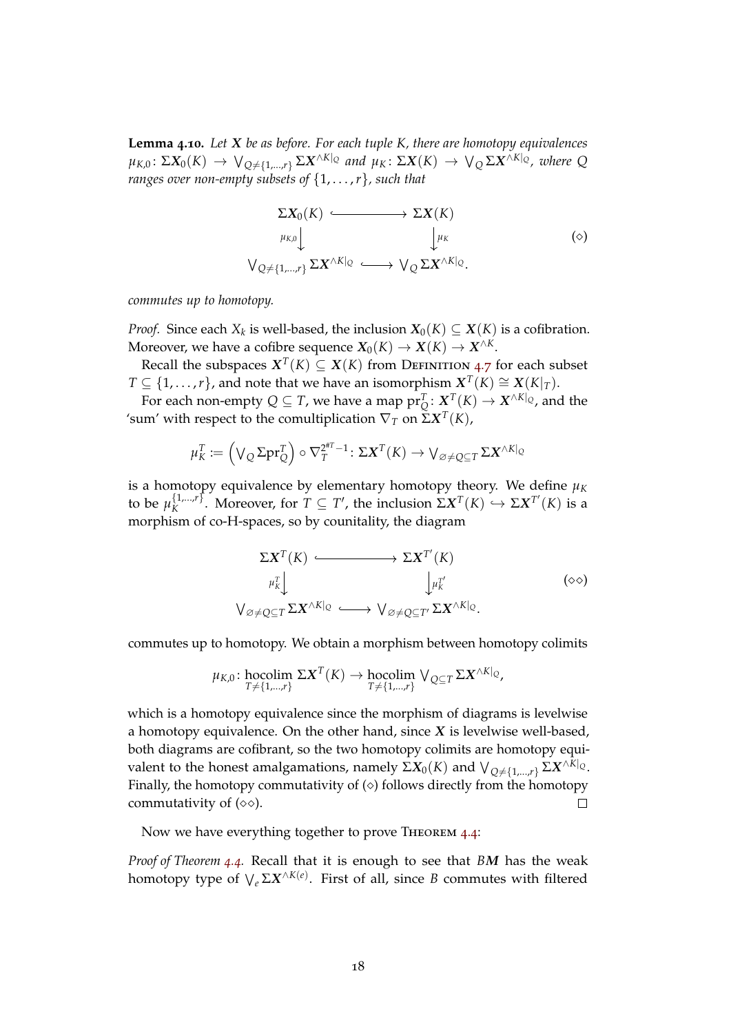**Lemma 4.10.** *Let $\boldsymbol{X}$ be as before. For each tuple $K$, there are homotopy equivalences $\mu_{K,0}\colon \Sigma\boldsymbol{X}_0(K) \to \bigvee_{Q\neq\{1,\ldots,r\}} \Sigma\boldsymbol{X}^{\wedge K|_Q}$ and $\mu_K\colon \Sigma\boldsymbol{X}(K) \to \bigvee_Q \Sigma\boldsymbol{X}^{\wedge K|_Q}$, where $Q$ ranges over non-empty subsets of $\{1,\ldots,r\}$, such that*

$$
\begin{array}{ccc}
\Sigma\boldsymbol{X}_0(K) & \hookrightarrow & \Sigma\boldsymbol{X}(K) \\
\mu_{K,0}\downarrow & & \downarrow\mu_K \\
\bigvee_{Q\neq\{1,\ldots,r\}} \Sigma\boldsymbol{X}^{\wedge K|_Q} & \hookrightarrow & \bigvee_Q \Sigma\boldsymbol{X}^{\wedge K|_Q}.
\end{array}
\qquad (\diamond)
$$

*commutes up to homotopy.*

*Proof.* Since each $X_k$ is well-based, the inclusion $\boldsymbol{X}_0(K) \subseteq \boldsymbol{X}(K)$ is a cofibration. Moreover, we have a cofibre sequence $\boldsymbol{X}_0(K) \to \boldsymbol{X}(K) \to \boldsymbol{X}^{\wedge K}$.

Recall the subspaces $\boldsymbol{X}^T(K) \subseteq \boldsymbol{X}(K)$ from Definition 4.7 for each subset $T \subseteq \{1,\ldots,r\}$, and note that we have an isomorphism $\boldsymbol{X}^T(K) \cong \boldsymbol{X}(K|_T)$.

For each non-empty $Q \subseteq T$, we have a map $\mathrm{pr}^T_Q\colon \boldsymbol{X}^T(K) \to \boldsymbol{X}^{\wedge K|_Q}$, and the 'sum' with respect to the comultiplication $\nabla_T$ on $\Sigma\boldsymbol{X}^T(K)$,

$$
\mu^T_K := \left(\textstyle\bigvee_Q \Sigma\mathrm{pr}^T_Q\right) \circ \nabla_T^{2^{\#T}-1}\colon \Sigma\boldsymbol{X}^T(K) \to \textstyle\bigvee_{\varnothing\neq Q\subseteq T} \Sigma\boldsymbol{X}^{\wedge K|_Q}
$$

is a homotopy equivalence by elementary homotopy theory. We define $\mu_K$ to be $\mu_K^{\{1,\ldots,r\}}$. Moreover, for $T \subseteq T'$, the inclusion $\Sigma\boldsymbol{X}^T(K) \hookrightarrow \Sigma\boldsymbol{X}^{T'}(K)$ is a morphism of co-H-spaces, so by counitality, the diagram

$$
\begin{array}{ccc}
\Sigma\boldsymbol{X}^T(K) & \hookrightarrow & \Sigma\boldsymbol{X}^{T'}(K) \\
\mu^T_K\downarrow & & \downarrow\mu^{T'}_K \\
\bigvee_{\varnothing\neq Q\subseteq T} \Sigma\boldsymbol{X}^{\wedge K|_Q} & \hookrightarrow & \bigvee_{\varnothing\neq Q\subseteq T'} \Sigma\boldsymbol{X}^{\wedge K|_Q}.
\end{array}
\qquad (\diamond\diamond)
$$

commutes up to homotopy. We obtain a morphism between homotopy colimits

$$
\mu_{K,0}\colon \operatorname*{hocolim}_{T\neq\{1,\ldots,r\}} \Sigma\boldsymbol{X}^T(K) \to \operatorname*{hocolim}_{T\neq\{1,\ldots,r\}} \textstyle\bigvee_{Q\subseteq T} \Sigma\boldsymbol{X}^{\wedge K|_Q},
$$

which is a homotopy equivalence since the morphism of diagrams is levelwise a homotopy equivalence. On the other hand, since $\boldsymbol{X}$ is levelwise well-based, both diagrams are cofibrant, so the two homotopy colimits are homotopy equivalent to the honest amalgamations, namely $\Sigma\boldsymbol{X}_0(K)$ and $\bigvee_{Q\neq\{1,\ldots,r\}} \Sigma\boldsymbol{X}^{\wedge K|_Q}$. Finally, the homotopy commutativity of $(\diamond)$ follows directly from the homotopy commutativity of $(\diamond\diamond)$. $\square$

Now we have everything together to prove Theorem 4.4:

*Proof of Theorem 4.4.* Recall that it is enough to see that $B\boldsymbol{M}$ has the weak homotopy type of $\bigvee_e \Sigma\boldsymbol{X}^{\wedge K(e)}$. First of all, since $B$ commutes with filtered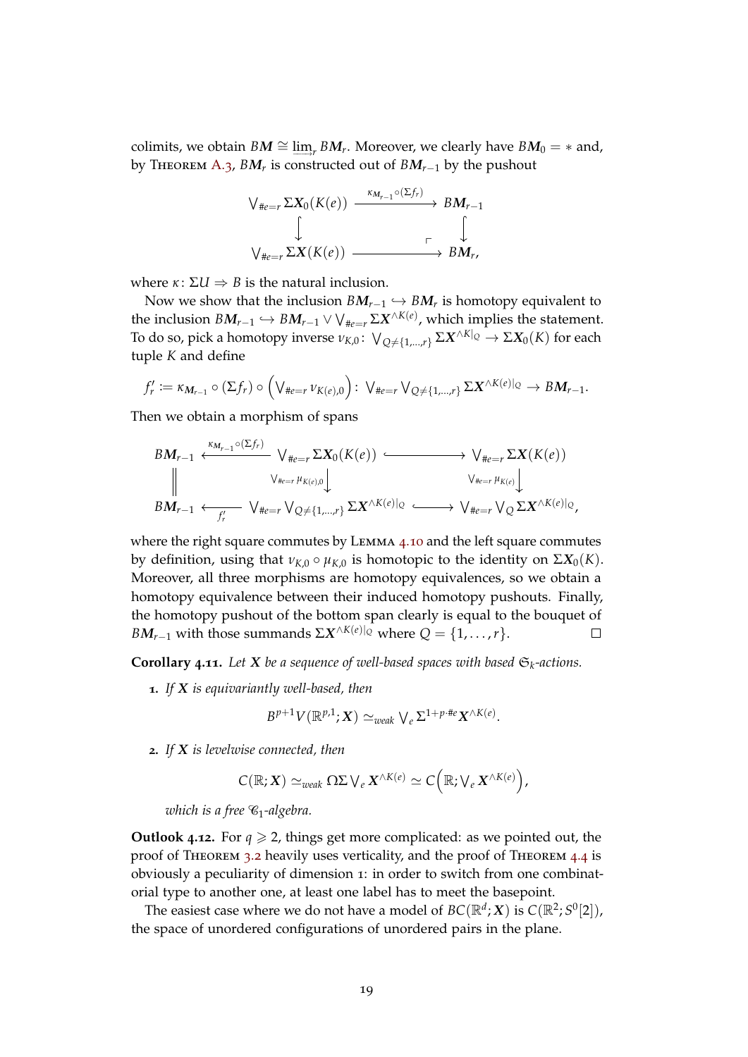colimits, we obtain $BM \cong \varinjlim_r BM_r$. Moreover, we clearly have $BM_0 = *$ and, by Theorem A.3, $BM_r$ is constructed out of $BM_{r-1}$ by the pushout

$$\begin{array}{ccc} \bigvee_{\#e=r} \Sigma X_0(K(e)) & \xrightarrow{\kappa_{M_{r-1}} \circ (\Sigma f_r)} & BM_{r-1} \\ \big\downarrow & & \big\downarrow \\ \bigvee_{\#e=r} \Sigma X(K(e)) & \longrightarrow & BM_r, \end{array}$$

where $\kappa\colon \Sigma U \Rightarrow B$ is the natural inclusion.

Now we show that the inclusion $BM_{r-1} \hookrightarrow BM_r$ is homotopy equivalent to the inclusion $BM_{r-1} \hookrightarrow BM_{r-1} \vee \bigvee_{\#e=r} \Sigma X^{\wedge K(e)}$, which implies the statement. To do so, pick a homotopy inverse $\nu_{K,0}\colon \bigvee_{Q \neq \{1,\dots,r\}} \Sigma X^{\wedge K|_Q} \to \Sigma X_0(K)$ for each tuple $K$ and define

$$f'_r := \kappa_{M_{r-1}} \circ (\Sigma f_r) \circ \Big(\bigvee_{\#e=r} \nu_{K(e),0}\Big)\colon \bigvee_{\#e=r} \bigvee_{Q \neq \{1,\dots,r\}} \Sigma X^{\wedge K(e)|_Q} \to BM_{r-1}.$$

Then we obtain a morphism of spans

$$\begin{array}{ccccc} BM_{r-1} & \xleftarrow{\kappa_{M_{r-1}} \circ (\Sigma f_r)} & \bigvee_{\#e=r} \Sigma X_0(K(e)) & \hookrightarrow & \bigvee_{\#e=r} \Sigma X(K(e)) \\ \| & & \big\downarrow{\scriptstyle \bigvee_{\#e=r} \mu_{K(e),0}} & & \big\downarrow{\scriptstyle \bigvee_{\#e=r} \mu_{K(e)}} \\ BM_{r-1} & \xleftarrow[f'_r]{} & \bigvee_{\#e=r} \bigvee_{Q \neq \{1,\dots,r\}} \Sigma X^{\wedge K(e)|_Q} & \hookrightarrow & \bigvee_{\#e=r} \bigvee_{Q} \Sigma X^{\wedge K(e)|_Q}, \end{array}$$

where the right square commutes by Lemma 4.10 and the left square commutes by definition, using that $\nu_{K,0} \circ \mu_{K,0}$ is homotopic to the identity on $\Sigma X_0(K)$. Moreover, all three morphisms are homotopy equivalences, so we obtain a homotopy equivalence between their induced homotopy pushouts. Finally, the homotopy pushout of the bottom span clearly is equal to the bouquet of $BM_{r-1}$ with those summands $\Sigma X^{\wedge K(e)|_Q}$ where $Q = \{1,\dots,r\}$. □

**Corollary 4.11.** *Let $X$ be a sequence of well-based spaces with based $\mathfrak{S}_k$-actions.*

1. *If $X$ is equivariantly well-based, then*

$$B^{p+1} V(\mathbb{R}^{p,1}; X) \simeq_{weak} \bigvee_e \Sigma^{1+p\cdot\#e} X^{\wedge K(e)}.$$

2. *If $X$ is levelwise connected, then*

$$C(\mathbb{R}; X) \simeq_{weak} \Omega\Sigma \bigvee_e X^{\wedge K(e)} \simeq C\Big(\mathbb{R}; \bigvee_e X^{\wedge K(e)}\Big),$$

*which is a free $\mathscr{C}_1$-algebra.*

**Outlook 4.12.** For $q \geqslant 2$, things get more complicated: as we pointed out, the proof of Theorem 3.2 heavily uses verticality, and the proof of Theorem 4.4 is obviously a peculiarity of dimension 1: in order to switch from one combinatorial type to another one, at least one label has to meet the basepoint.

The easiest case where we do not have a model of $BC(\mathbb{R}^d; X)$ is $C(\mathbb{R}^2; S^0[2])$, the space of unordered configurations of unordered pairs in the plane.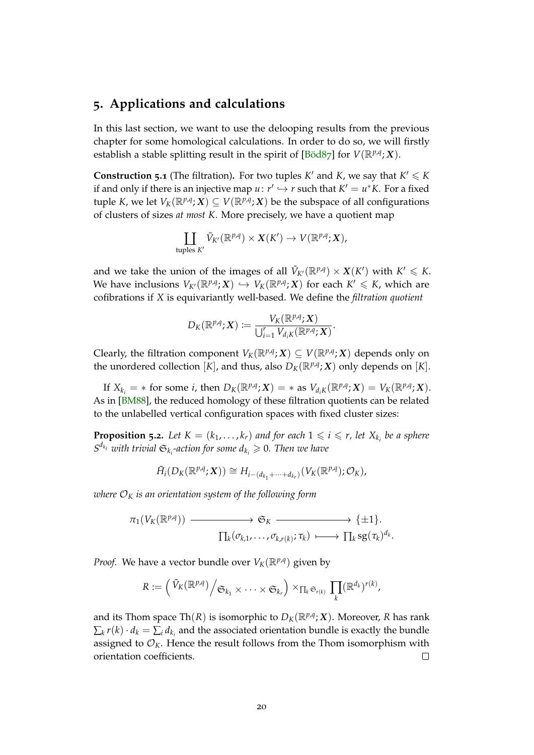## 5. Applications and calculations

In this last section, we want to use the delooping results from the previous chapter for some homological calculations. In order to do so, we will firstly establish a stable splitting result in the spirit of [Böd87] for $V(\mathbb{R}^{p,q};\boldsymbol{X})$.

**Construction 5.1** (The filtration)**.** For two tuples $K'$ and $K$, we say that $K' \leqslant K$ if and only if there is an injective map $u\colon r' \hookrightarrow r$ such that $K' = u^*K$. For a fixed tuple $K$, we let $V_K(\mathbb{R}^{p,q};\boldsymbol{X}) \subseteq V(\mathbb{R}^{p,q};\boldsymbol{X})$ be the subspace of all configurations of clusters of sizes *at most* $K$. More precisely, we have a quotient map

$$\coprod_{\text{tuples } K'} \tilde{V}_{K'}(\mathbb{R}^{p,q}) \times \boldsymbol{X}(K') \to V(\mathbb{R}^{p,q};\boldsymbol{X}),$$

and we take the union of the images of all $\tilde{V}_{K'}(\mathbb{R}^{p,q}) \times \boldsymbol{X}(K')$ with $K' \leqslant K$. We have inclusions $V_{K'}(\mathbb{R}^{p,q};\boldsymbol{X}) \hookrightarrow V_K(\mathbb{R}^{p,q};\boldsymbol{X})$ for each $K' \leqslant K$, which are cofibrations if $X$ is equivariantly well-based. We define the *filtration quotient*

$$D_K(\mathbb{R}^{p,q};\boldsymbol{X}) := \frac{V_K(\mathbb{R}^{p,q};\boldsymbol{X})}{\bigcup_{i=1}^{r} V_{d_i K}(\mathbb{R}^{p,q};\boldsymbol{X})}.$$

Clearly, the filtration component $V_K(\mathbb{R}^{p,q};\boldsymbol{X}) \subseteq V(\mathbb{R}^{p,q};\boldsymbol{X})$ depends only on the unordered collection $[K]$, and thus, also $D_K(\mathbb{R}^{p,q};\boldsymbol{X})$ only depends on $[K]$.

If $X_{k_i} = *$ for some $i$, then $D_K(\mathbb{R}^{p,q};\boldsymbol{X}) = *$ as $V_{d_i K}(\mathbb{R}^{p,q};\boldsymbol{X}) = V_K(\mathbb{R}^{p,q};\boldsymbol{X})$. As in [BM88], the reduced homology of these filtration quotients can be related to the unlabelled vertical configuration spaces with fixed cluster sizes:

**Proposition 5.2.** *Let $K = (k_1, \dots, k_r)$ and for each $1 \leqslant i \leqslant r$, let $X_{k_i}$ be a sphere $S^{d_{k_i}}$ with trivial $\mathfrak{S}_{k_i}$-action for some $d_{k_i} \geqslant 0$. Then we have*

$$\tilde{H}_i(D_K(\mathbb{R}^{p,q};\boldsymbol{X})) \cong H_{i-(d_{k_1}+\dots+d_{k_r})}(V_K(\mathbb{R}^{p,q});\mathcal{O}_K),$$

*where $\mathcal{O}_K$ is an orientation system of the following form*

$$\begin{array}{ccccc} \pi_1(V_K(\mathbb{R}^{p,q})) & \longrightarrow & \mathfrak{S}_K & \longrightarrow & \{\pm 1\}. \\ & & \prod_k(\sigma_{k,1},\dots,\sigma_{k,r(k)};\tau_k) & \longmapsto & \prod_k \operatorname{sg}(\tau_k)^{d_k}. \end{array}$$

*Proof.* We have a vector bundle over $V_K(\mathbb{R}^{p,q})$ given by

$$R := \Big( \tilde{V}_K(\mathbb{R}^{p,q}) \big/ \mathfrak{S}_{k_1} \times \dots \times \mathfrak{S}_{k_r} \Big) \times_{\prod_k \mathfrak{S}_{r(k)}} \prod_k (\mathbb{R}^{d_k})^{r(k)},$$

and its Thom space $\mathrm{Th}(R)$ is isomorphic to $D_K(\mathbb{R}^{p,q};\boldsymbol{X})$. Moreover, $R$ has rank $\sum_k r(k) \cdot d_k = \sum_i d_{k_i}$ and the associated orientation bundle is exactly the bundle assigned to $\mathcal{O}_K$. Hence the result follows from the Thom isomorphism with orientation coefficients. $\square$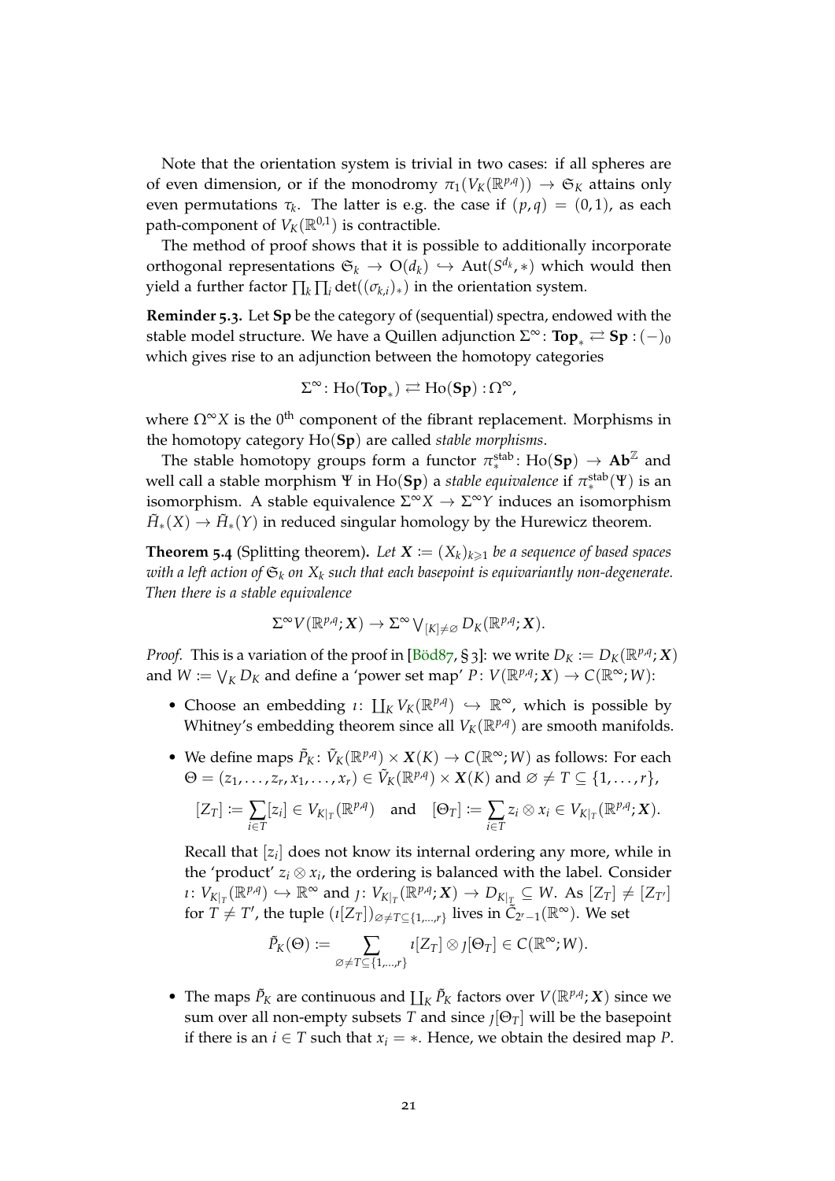Note that the orientation system is trivial in two cases: if all spheres are of even dimension, or if the monodromy $\pi_1(V_K(\mathbb{R}^{p,q})) \to \mathfrak{S}_K$ attains only even permutations $\tau_k$. The latter is e.g. the case if $(p,q) = (0,1)$, as each path-component of $V_K(\mathbb{R}^{0,1})$ is contractible.

The method of proof shows that it is possible to additionally incorporate orthogonal representations $\mathfrak{S}_k \to \mathrm{O}(d_k) \hookrightarrow \mathrm{Aut}(S^{d_k}, *)$ which would then yield a further factor $\prod_k \prod_i \det((\sigma_{k,i})_*)$ in the orientation system.

**Reminder 5.3.** Let **Sp** be the category of (sequential) spectra, endowed with the stable model structure. We have a Quillen adjunction $\Sigma^\infty \colon \mathbf{Top}_* \rightleftarrows \mathbf{Sp} : (-)_0$ which gives rise to an adjunction between the homotopy categories

$$\Sigma^\infty \colon \mathrm{Ho}(\mathbf{Top}_*) \rightleftarrows \mathrm{Ho}(\mathbf{Sp}) : \Omega^\infty,$$

where $\Omega^\infty X$ is the $0^{\text{th}}$ component of the fibrant replacement. Morphisms in the homotopy category $\mathrm{Ho}(\mathbf{Sp})$ are called *stable morphisms*.

The stable homotopy groups form a functor $\pi_*^{\text{stab}} \colon \mathrm{Ho}(\mathbf{Sp}) \to \mathbf{Ab}^{\mathbb{Z}}$ and well call a stable morphism $\Psi$ in $\mathrm{Ho}(\mathbf{Sp})$ a *stable equivalence* if $\pi_*^{\text{stab}}(\Psi)$ is an isomorphism. A stable equivalence $\Sigma^\infty X \to \Sigma^\infty Y$ induces an isomorphism $\tilde{H}_*(X) \to \tilde{H}_*(Y)$ in reduced singular homology by the Hurewicz theorem.

**Theorem 5.4** (Splitting theorem)**.** *Let $\boldsymbol{X} := (X_k)_{k \geqslant 1}$ be a sequence of based spaces with a left action of $\mathfrak{S}_k$ on $X_k$ such that each basepoint is equivariantly non-degenerate. Then there is a stable equivalence*

$$\Sigma^\infty V(\mathbb{R}^{p,q}; \boldsymbol{X}) \to \Sigma^\infty \textstyle\bigvee_{[K] \neq \varnothing} D_K(\mathbb{R}^{p,q}; \boldsymbol{X}).$$

*Proof.* This is a variation of the proof in [Böd87, § 3]: we write $D_K := D_K(\mathbb{R}^{p,q}; \boldsymbol{X})$ and $W := \bigvee_K D_K$ and define a 'power set map' $P \colon V(\mathbb{R}^{p,q}; \boldsymbol{X}) \to C(\mathbb{R}^\infty; W)$:

- Choose an embedding $\imath \colon \coprod_K V_K(\mathbb{R}^{p,q}) \hookrightarrow \mathbb{R}^\infty$, which is possible by Whitney's embedding theorem since all $V_K(\mathbb{R}^{p,q})$ are smooth manifolds.
- We define maps $\tilde{P}_K \colon \tilde{V}_K(\mathbb{R}^{p,q}) \times \boldsymbol{X}(K) \to C(\mathbb{R}^\infty; W)$ as follows: For each $\Theta = (z_1, \ldots, z_r, x_1, \ldots, x_r) \in \tilde{V}_K(\mathbb{R}^{p,q}) \times \boldsymbol{X}(K)$ and $\varnothing \neq T \subseteq \{1, \ldots, r\}$,

  $$[Z_T] := \sum_{i \in T} [z_i] \in V_{K|_T}(\mathbb{R}^{p,q}) \quad \text{and} \quad [\Theta_T] := \sum_{i \in T} z_i \otimes x_i \in V_{K|_T}(\mathbb{R}^{p,q}; \boldsymbol{X}).$$

  Recall that $[z_i]$ does not know its internal ordering any more, while in the 'product' $z_i \otimes x_i$, the ordering is balanced with the label. Consider $\imath \colon V_{K|_T}(\mathbb{R}^{p,q}) \hookrightarrow \mathbb{R}^\infty$ and $\jmath \colon V_{K|_T}(\mathbb{R}^{p,q}; \boldsymbol{X}) \to D_{K|_T} \subseteq W$. As $[Z_T] \neq [Z_{T'}]$ for $T \neq T'$, the tuple $(\imath[Z_T])_{\varnothing \neq T \subseteq \{1,\ldots,r\}}$ lives in $\tilde{C}_{2^r-1}(\mathbb{R}^\infty)$. We set

  $$\tilde{P}_K(\Theta) := \sum_{\varnothing \neq T \subseteq \{1,\ldots,r\}} \imath[Z_T] \otimes \jmath[\Theta_T] \in C(\mathbb{R}^\infty; W).$$

- The maps $\tilde{P}_K$ are continuous and $\coprod_K \tilde{P}_K$ factors over $V(\mathbb{R}^{p,q}; \boldsymbol{X})$ since we sum over all non-empty subsets $T$ and since $\jmath[\Theta_T]$ will be the basepoint if there is an $i \in T$ such that $x_i = *$. Hence, we obtain the desired map $P$.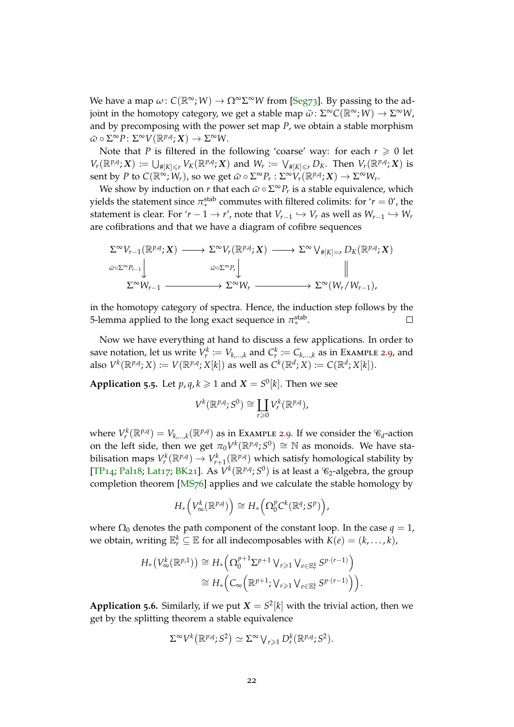We have a map $\omega\colon C(\mathbb{R}^\infty; W) \to \Omega^\infty\Sigma^\infty W$ from [Seg73]. By passing to the adjoint in the homotopy category, we get a stable map $\bar{\omega}\colon \Sigma^\infty C(\mathbb{R}^\infty; W) \to \Sigma^\infty W$, and by precomposing with the power set map $P$, we obtain a stable morphism $\bar{\omega} \circ \Sigma^\infty P\colon \Sigma^\infty V(\mathbb{R}^{p,q}; \boldsymbol{X}) \to \Sigma^\infty W$.

Note that $P$ is filtered in the following 'coarse' way: for each $r \geqslant 0$ let $V_r(\mathbb{R}^{p,q}; \boldsymbol{X}) := \bigcup_{\#[K] \leqslant r} V_K(\mathbb{R}^{p,q}; \boldsymbol{X})$ and $W_r := \bigvee_{\#[K] \leqslant r} D_K$. Then $V_r(\mathbb{R}^{p,q}; \boldsymbol{X})$ is sent by $P$ to $C(\mathbb{R}^\infty; W_r)$, so we get $\bar{\omega} \circ \Sigma^\infty P_r : \Sigma^\infty V_r(\mathbb{R}^{p,q}; \boldsymbol{X}) \to \Sigma^\infty W_r$.

We show by induction on $r$ that each $\bar{\omega} \circ \Sigma^\infty P_r$ is a stable equivalence, which yields the statement since $\pi_*^{\mathrm{stab}}$ commutes with filtered colimits: for '$r = 0$', the statement is clear. For '$r-1 \to r$', note that $V_{r-1} \hookrightarrow V_r$ as well as $W_{r-1} \hookrightarrow W_r$ are cofibrations and that we have a diagram of cofibre sequences

$$
\begin{array}{ccccc}
\Sigma^\infty V_{r-1}(\mathbb{R}^{p,q}; \boldsymbol{X}) & \longrightarrow & \Sigma^\infty V_r(\mathbb{R}^{p,q}; \boldsymbol{X}) & \longrightarrow & \Sigma^\infty \bigvee_{\#[K]=r} D_K(\mathbb{R}^{p,q}; \boldsymbol{X}) \\
\downarrow {\scriptstyle \bar{\omega}\circ\Sigma^\infty P_{r-1}} & & \downarrow {\scriptstyle \bar{\omega}\circ\Sigma^\infty P_r} & & \| \\
\Sigma^\infty W_{r-1} & \longrightarrow & \Sigma^\infty W_r & \longrightarrow & \Sigma^\infty (W_r / W_{r-1}),
\end{array}
$$

in the homotopy category of spectra. Hence, the induction step follows by the 5-lemma applied to the long exact sequence in $\pi_*^{\mathrm{stab}}$. ∎

Now we have everything at hand to discuss a few applications. In order to save notation, let us write $V_r^k := V_{k,\dots,k}$ and $C_r^k := C_{k,\dots,k}$ as in Example 2.9, and also $V^k(\mathbb{R}^{p,q}; X) := V(\mathbb{R}^{p,q}; X[k])$ as well as $C^k(\mathbb{R}^d; X) := C(\mathbb{R}^d; X[k])$.

**Application 5.5.** Let $p, q, k \geqslant 1$ and $\boldsymbol{X} = S^0[k]$. Then we see

$$V^k(\mathbb{R}^{p,q}; S^0) \cong \coprod_{r \geqslant 0} V_r^k(\mathbb{R}^{p,q}),$$

where $V_r^k(\mathbb{R}^{p,q}) = V_{k,\dots,k}(\mathbb{R}^{p,q})$ as in Example 2.9. If we consider the $\mathscr{C}_d$-action on the left side, then we get $\pi_0 V^k(\mathbb{R}^{p,q}; S^0) \cong \mathbb{N}$ as monoids. We have stabilisation maps $V_r^k(\mathbb{R}^{p,q}) \to V_{r+1}^k(\mathbb{R}^{p,q})$ which satisfy homological stability by [TP14; Pal18; Lat17; BK21]. As $V^k(\mathbb{R}^{p,q}; S^0)$ is at least a $\mathscr{C}_2$-algebra, the group completion theorem [MS76] applies and we calculate the stable homology by

$$H_*\Big(V_\infty^k(\mathbb{R}^{p,q})\Big) \cong H_*\Big(\Omega_0^p C^k(\mathbb{R}^q; S^p)\Big),$$

where $\Omega_0$ denotes the path component of the constant loop. In the case $q = 1$, we obtain, writing $\mathbb{E}_r^k \subseteq \mathbb{E}$ for all indecomposables with $K(e) = (k, \dots, k)$,

$$
\begin{aligned}
H_*\big(V_\infty^k(\mathbb{R}^{p,1})\big) &\cong H_*\Big(\Omega_0^{p+1}\Sigma^{p+1} \textstyle\bigvee_{r \geqslant 1} \bigvee_{e \in \mathbb{E}_r^k} S^{p\cdot(r-1)}\Big) \\
&\cong H_*\Big(C_\infty\Big(\mathbb{R}^{p+1}; \textstyle\bigvee_{r \geqslant 1} \bigvee_{e \in \mathbb{E}_r^k} S^{p\cdot(r-1)}\Big)\Big).
\end{aligned}
$$

**Application 5.6.** Similarly, if we put $\boldsymbol{X} = S^2[k]$ with the trivial action, then we get by the splitting theorem a stable equivalence

$$\Sigma^\infty V^k\big(\mathbb{R}^{p,q}; S^2\big) \simeq \Sigma^\infty \textstyle\bigvee_{r \geqslant 1} D_r^k(\mathbb{R}^{p,q}; S^2).$$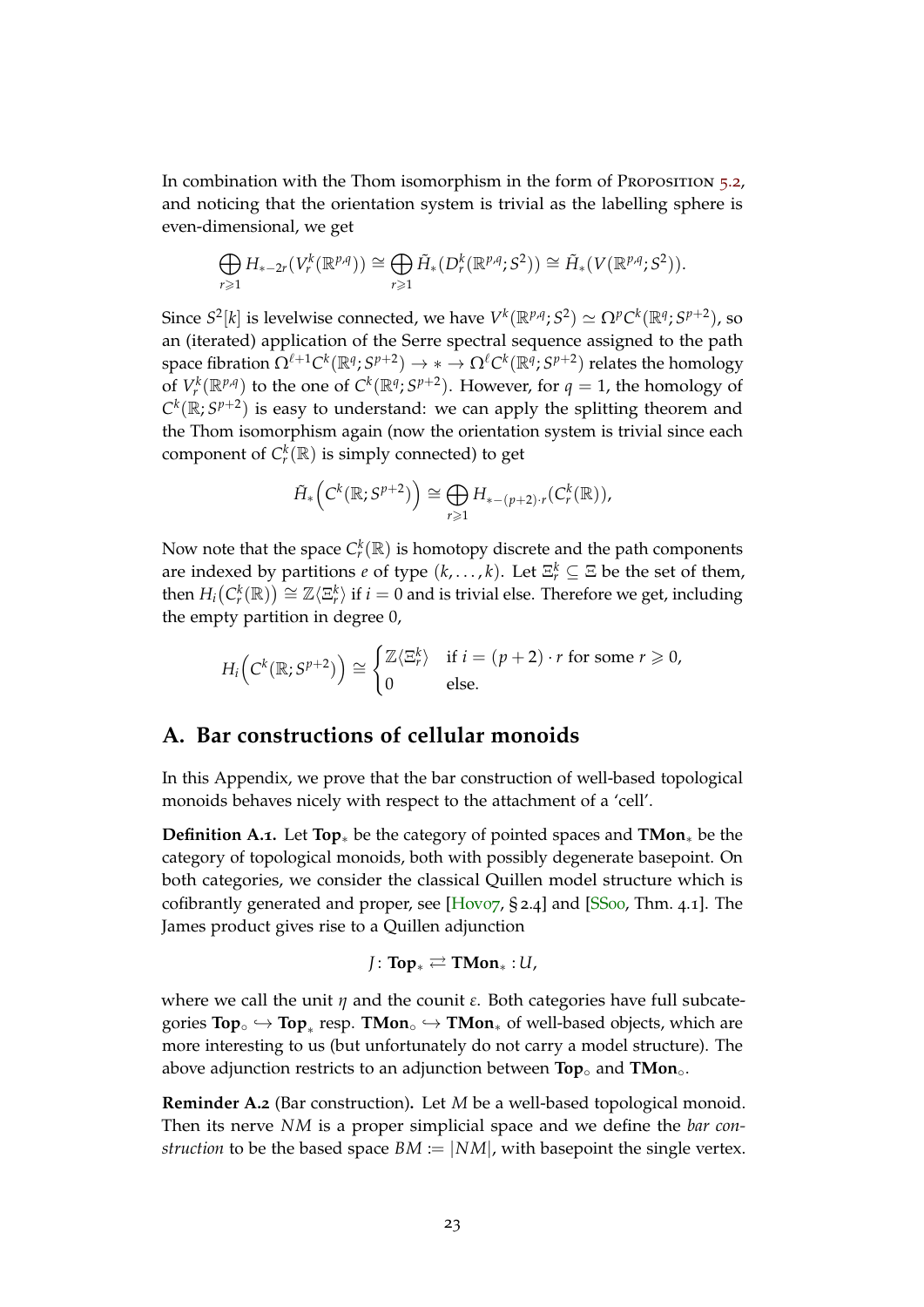In combination with the Thom isomorphism in the form of Proposition 5.2, and noticing that the orientation system is trivial as the labelling sphere is even-dimensional, we get

$$\bigoplus_{r\geqslant 1} H_{*-2r}(V^k_r(\mathbb{R}^{p,q})) \cong \bigoplus_{r\geqslant 1} \tilde{H}_*(D^k_r(\mathbb{R}^{p,q};S^2)) \cong \tilde{H}_*(V(\mathbb{R}^{p,q};S^2)).$$

Since $S^2[k]$ is levelwise connected, we have $V^k(\mathbb{R}^{p,q};S^2) \simeq \Omega^p C^k(\mathbb{R}^q;S^{p+2})$, so an (iterated) application of the Serre spectral sequence assigned to the path space fibration $\Omega^{\ell+1}C^k(\mathbb{R}^q;S^{p+2}) \to * \to \Omega^\ell C^k(\mathbb{R}^q;S^{p+2})$ relates the homology of $V^k_r(\mathbb{R}^{p,q})$ to the one of $C^k(\mathbb{R}^q;S^{p+2})$. However, for $q=1$, the homology of $C^k(\mathbb{R};S^{p+2})$ is easy to understand: we can apply the splitting theorem and the Thom isomorphism again (now the orientation system is trivial since each component of $C^k_r(\mathbb{R})$ is simply connected) to get

$$\tilde{H}_*\Big(C^k(\mathbb{R};S^{p+2})\Big) \cong \bigoplus_{r\geqslant 1} H_{*-(p+2)\cdot r}(C^k_r(\mathbb{R})),$$

Now note that the space $C^k_r(\mathbb{R})$ is homotopy discrete and the path components are indexed by partitions $e$ of type $(k,\dots,k)$. Let $\Xi^k_r \subseteq \Xi$ be the set of them, then $H_i\big(C^k_r(\mathbb{R})\big) \cong \mathbb{Z}\langle \Xi^k_r\rangle$ if $i=0$ and is trivial else. Therefore we get, including the empty partition in degree 0,

$$H_i\Big(C^k(\mathbb{R};S^{p+2})\Big) \cong \begin{cases} \mathbb{Z}\langle \Xi^k_r\rangle & \text{if } i=(p+2)\cdot r \text{ for some } r\geqslant 0,\\ 0 & \text{else.}\end{cases}$$

## A. Bar constructions of cellular monoids

In this Appendix, we prove that the bar construction of well-based topological monoids behaves nicely with respect to the attachment of a 'cell'.

**Definition A.1.** Let $\mathbf{Top}_*$ be the category of pointed spaces and $\mathbf{TMon}_*$ be the category of topological monoids, both with possibly degenerate basepoint. On both categories, we consider the classical Quillen model structure which is cofibrantly generated and proper, see [Hov07, § 2.4] and [SS00, Thm. 4.1]. The James product gives rise to a Quillen adjunction

$$J\colon \mathbf{Top}_* \rightleftarrows \mathbf{TMon}_* : U,$$

where we call the unit $\eta$ and the counit $\varepsilon$. Both categories have full subcategories $\mathbf{Top}_\circ \hookrightarrow \mathbf{Top}_*$ resp. $\mathbf{TMon}_\circ \hookrightarrow \mathbf{TMon}_*$ of well-based objects, which are more interesting to us (but unfortunately do not carry a model structure). The above adjunction restricts to an adjunction between $\mathbf{Top}_\circ$ and $\mathbf{TMon}_\circ$.

**Reminder A.2** (Bar construction)**.** Let $M$ be a well-based topological monoid. Then its nerve $NM$ is a proper simplicial space and we define the *bar construction* to be the based space $BM := |NM|$, with basepoint the single vertex.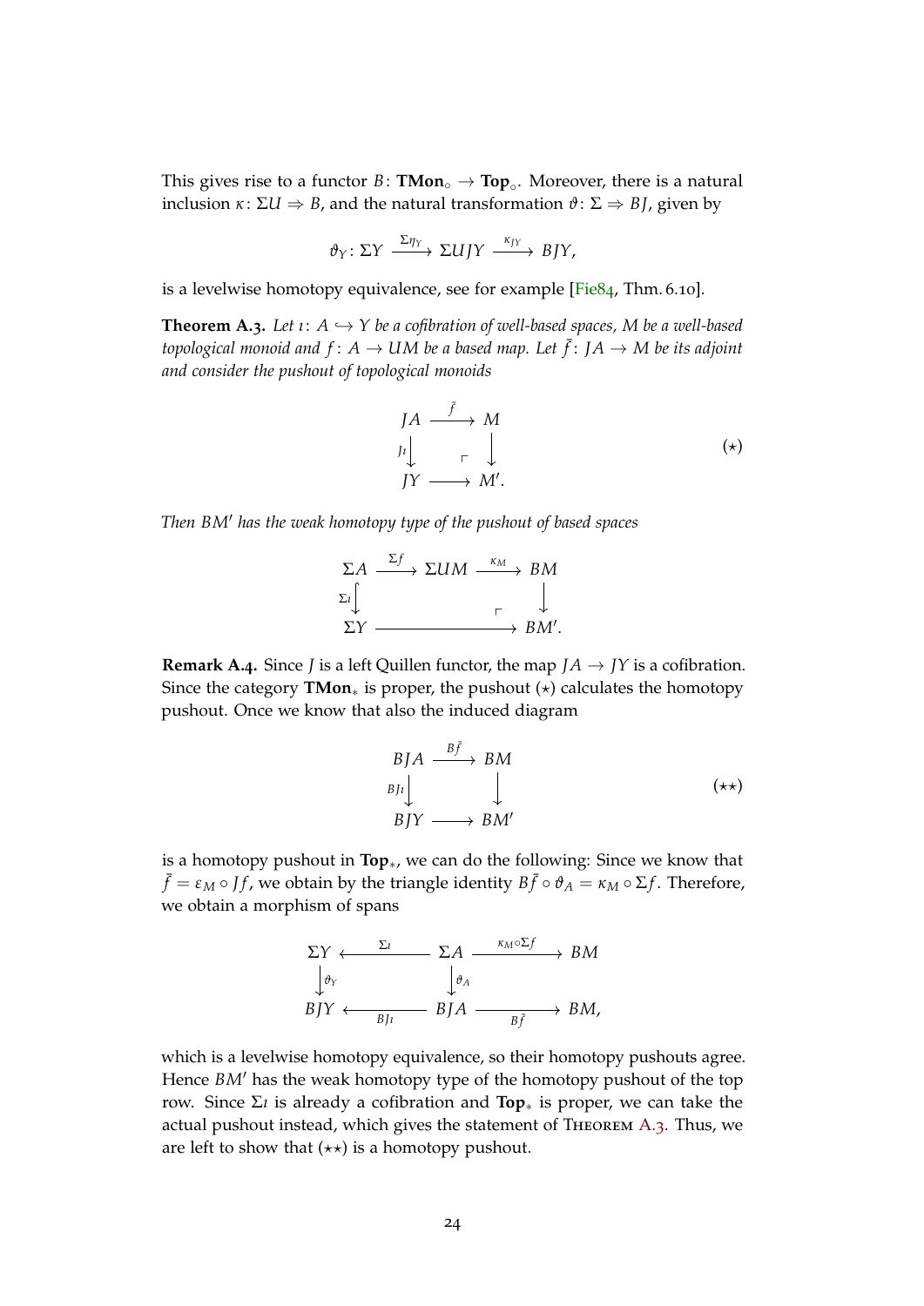This gives rise to a functor $B\colon \mathbf{TMon}_\circ \to \mathbf{Top}_\circ$. Moreover, there is a natural inclusion $\kappa\colon \Sigma U \Rightarrow B$, and the natural transformation $\vartheta\colon \Sigma \Rightarrow BJ$, given by

$$\vartheta_Y\colon \Sigma Y \xrightarrow{\Sigma\eta_Y} \Sigma UJY \xrightarrow{\kappa_{JY}} BJY,$$

is a levelwise homotopy equivalence, see for example [Fie84, Thm. 6.10].

**Theorem A.3.** *Let $\iota\colon A \hookrightarrow Y$ be a cofibration of well-based spaces, $M$ be a well-based topological monoid and $f\colon A \to UM$ be a based map. Let $\bar{f}\colon JA \to M$ be its adjoint and consider the pushout of topological monoids*

$$\begin{array}{ccc} JA & \xrightarrow{\bar{f}} & M \\ {\scriptstyle J\iota}\downarrow & \ulcorner & \downarrow \\ JY & \longrightarrow & M'. \end{array} \qquad (\star)$$

*Then $BM'$ has the weak homotopy type of the pushout of based spaces*

$$\begin{array}{ccccc} \Sigma A & \xrightarrow{\Sigma f} & \Sigma UM & \xrightarrow{\kappa_M} & BM \\ {\scriptstyle \Sigma\iota}\downarrow & & & \ulcorner & \downarrow \\ \Sigma Y & & \longrightarrow & & BM'. \end{array}$$

**Remark A.4.** Since $J$ is a left Quillen functor, the map $JA \to JY$ is a cofibration. Since the category $\mathbf{TMon}_*$ is proper, the pushout $(\star)$ calculates the homotopy pushout. Once we know that also the induced diagram

$$\begin{array}{ccc} BJA & \xrightarrow{B\bar{f}} & BM \\ {\scriptstyle BJ\iota}\downarrow & & \downarrow \\ BJY & \longrightarrow & BM' \end{array} \qquad (\star\star)$$

is a homotopy pushout in $\mathbf{Top}_*$, we can do the following: Since we know that $\bar{f} = \varepsilon_M \circ Jf$, we obtain by the triangle identity $B\bar{f} \circ \vartheta_A = \kappa_M \circ \Sigma f$. Therefore, we obtain a morphism of spans

$$\begin{array}{ccccc} \Sigma Y & \xleftarrow{\Sigma\iota} & \Sigma A & \xrightarrow{\kappa_M \circ \Sigma f} & BM \\ \downarrow{\scriptstyle \vartheta_Y} & & \downarrow{\scriptstyle \vartheta_A} & & \\ BJY & \xleftarrow[BJ\iota]{} & BJA & \xrightarrow[B\bar{f}]{} & BM, \end{array}$$

which is a levelwise homotopy equivalence, so their homotopy pushouts agree. Hence $BM'$ has the weak homotopy type of the homotopy pushout of the top row. Since $\Sigma\iota$ is already a cofibration and $\mathbf{Top}_*$ is proper, we can take the actual pushout instead, which gives the statement of Theorem A.3. Thus, we are left to show that $(\star\star)$ is a homotopy pushout.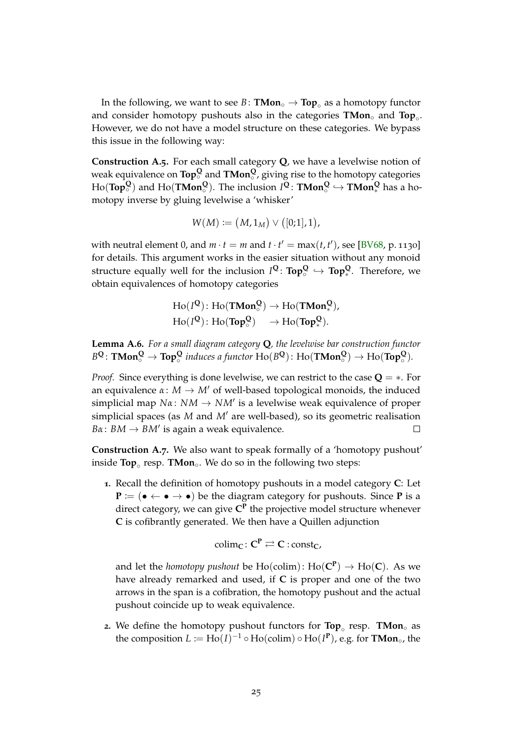In the following, we want to see $B\colon \mathbf{TMon}_\circ \to \mathbf{Top}_\circ$ as a homotopy functor and consider homotopy pushouts also in the categories $\mathbf{TMon}_\circ$ and $\mathbf{Top}_\circ$. However, we do not have a model structure on these categories. We bypass this issue in the following way:

**Construction A.5.** For each small category $\mathbf{Q}$, we have a levelwise notion of weak equivalence on $\mathbf{Top}_\circ^{\mathbf{Q}}$ and $\mathbf{TMon}_\circ^{\mathbf{Q}}$, giving rise to the homotopy categories $\mathrm{Ho}(\mathbf{Top}_\circ^{\mathbf{Q}})$ and $\mathrm{Ho}(\mathbf{TMon}_\circ^{\mathbf{Q}})$. The inclusion $I^{\mathbf{Q}}\colon \mathbf{TMon}_\circ^{\mathbf{Q}} \hookrightarrow \mathbf{TMon}_*^{\mathbf{Q}}$ has a homotopy inverse by gluing levelwise a 'whisker'

$$W(M) := (M, 1_M) \vee ([0;1], 1),$$

with neutral element 0, and $m \cdot t = m$ and $t \cdot t' = \max(t, t')$, see [BV68, p. 1130] for details. This argument works in the easier situation without any monoid structure equally well for the inclusion $I^{\mathbf{Q}}\colon \mathbf{Top}_\circ^{\mathbf{Q}} \hookrightarrow \mathbf{Top}_*^{\mathbf{Q}}$. Therefore, we obtain equivalences of homotopy categories

$$\begin{aligned}
\mathrm{Ho}(I^{\mathbf{Q}})&\colon \mathrm{Ho}(\mathbf{TMon}_\circ^{\mathbf{Q}}) \to \mathrm{Ho}(\mathbf{TMon}_*^{\mathbf{Q}}),\\
\mathrm{Ho}(I^{\mathbf{Q}})&\colon \mathrm{Ho}(\mathbf{Top}_\circ^{\mathbf{Q}}) \quad \to \mathrm{Ho}(\mathbf{Top}_*^{\mathbf{Q}}).
\end{aligned}$$

**Lemma A.6.** *For a small diagram category $\mathbf{Q}$, the levelwise bar construction functor $B^{\mathbf{Q}}\colon \mathbf{TMon}_\circ^{\mathbf{Q}} \to \mathbf{Top}_\circ^{\mathbf{Q}}$ induces a functor $\mathrm{Ho}(B^{\mathbf{Q}})\colon \mathrm{Ho}(\mathbf{TMon}_\circ^{\mathbf{Q}}) \to \mathrm{Ho}(\mathbf{Top}_\circ^{\mathbf{Q}})$.*

*Proof.* Since everything is done levelwise, we can restrict to the case $\mathbf{Q} = *$. For an equivalence $\alpha\colon M \to M'$ of well-based topological monoids, the induced simplicial map $N\alpha\colon NM \to NM'$ is a levelwise weak equivalence of proper simplicial spaces (as $M$ and $M'$ are well-based), so its geometric realisation $B\alpha\colon BM \to BM'$ is again a weak equivalence. □

**Construction A.7.** We also want to speak formally of a 'homotopy pushout' inside $\mathbf{Top}_\circ$ resp. $\mathbf{TMon}_\circ$. We do so in the following two steps:

1. Recall the definition of homotopy pushouts in a model category $\mathbf{C}$: Let $\mathbf{P} := (\bullet \leftarrow \bullet \rightarrow \bullet)$ be the diagram category for pushouts. Since $\mathbf{P}$ is a direct category, we can give $\mathbf{C}^{\mathbf{P}}$ the projective model structure whenever $\mathbf{C}$ is cofibrantly generated. We then have a Quillen adjunction

   $$\mathrm{colim}_{\mathbf{C}}\colon \mathbf{C}^{\mathbf{P}} \rightleftarrows \mathbf{C} : \mathrm{const}_{\mathbf{C}},$$

   and let the *homotopy pushout* be $\mathrm{Ho}(\mathrm{colim})\colon \mathrm{Ho}(\mathbf{C}^{\mathbf{P}}) \to \mathrm{Ho}(\mathbf{C})$. As we have already remarked and used, if $\mathbf{C}$ is proper and one of the two arrows in the span is a cofibration, the homotopy pushout and the actual pushout coincide up to weak equivalence.

2. We define the homotopy pushout functors for $\mathbf{Top}_\circ$ resp. $\mathbf{TMon}_\circ$ as the composition $L := \mathrm{Ho}(I)^{-1} \circ \mathrm{Ho}(\mathrm{colim}) \circ \mathrm{Ho}(I^{\mathbf{P}})$, e.g. for $\mathbf{TMon}_\circ$, the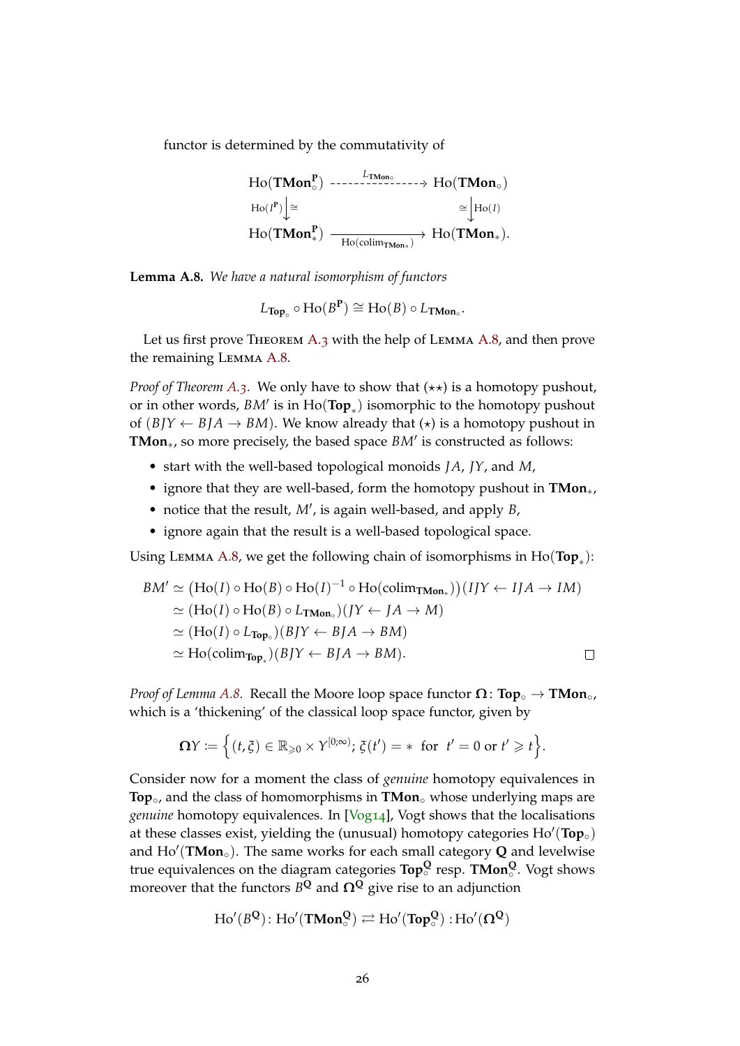functor is determined by the commutativity of

$$
\begin{array}{ccc}
\mathrm{Ho}(\mathbf{TMon}_\circ^{\mathbf{P}}) & \overset{L_{\mathbf{TMon}_\circ}}{\dashrightarrow} & \mathrm{Ho}(\mathbf{TMon}_\circ) \\
\mathrm{Ho}(I^{\mathbf{P}}) \downarrow \cong & & \cong \downarrow \mathrm{Ho}(I) \\
\mathrm{Ho}(\mathbf{TMon}_*^{\mathbf{P}}) & \xrightarrow[\mathrm{Ho}(\mathrm{colim}_{\mathbf{TMon}_*})]{} & \mathrm{Ho}(\mathbf{TMon}_*).
\end{array}
$$

**Lemma A.8.** *We have a natural isomorphism of functors*

$$L_{\mathbf{Top}_\circ} \circ \mathrm{Ho}(B^{\mathbf{P}}) \cong \mathrm{Ho}(B) \circ L_{\mathbf{TMon}_\circ}.$$

Let us first prove Theorem A.3 with the help of Lemma A.8, and then prove the remaining Lemma A.8.

*Proof of Theorem A.3.* We only have to show that $(\star\star)$ is a homotopy pushout, or in other words, $BM'$ is in $\mathrm{Ho}(\mathbf{Top}_*)$ isomorphic to the homotopy pushout of $(BJY \leftarrow BJA \rightarrow BM)$. We know already that $(\star)$ is a homotopy pushout in $\mathbf{TMon}_*$, so more precisely, the based space $BM'$ is constructed as follows:

- start with the well-based topological monoids $JA$, $JY$, and $M$,
- ignore that they are well-based, form the homotopy pushout in $\mathbf{TMon}_*$,
- notice that the result, $M'$, is again well-based, and apply $B$,
- ignore again that the result is a well-based topological space.

Using Lemma A.8, we get the following chain of isomorphisms in $\mathrm{Ho}(\mathbf{Top}_*)$:

$$
\begin{aligned}
BM' &\simeq \big(\mathrm{Ho}(I) \circ \mathrm{Ho}(B) \circ \mathrm{Ho}(I)^{-1} \circ \mathrm{Ho}(\mathrm{colim}_{\mathbf{TMon}_*})\big)(IJY \leftarrow IJA \rightarrow IM) \\
&\simeq \big(\mathrm{Ho}(I) \circ \mathrm{Ho}(B) \circ L_{\mathbf{TMon}_\circ}\big)(JY \leftarrow JA \rightarrow M) \\
&\simeq \big(\mathrm{Ho}(I) \circ L_{\mathbf{Top}_\circ}\big)(BJY \leftarrow BJA \rightarrow BM) \\
&\simeq \mathrm{Ho}(\mathrm{colim}_{\mathbf{Top}_*})(BJY \leftarrow BJA \rightarrow BM).
\end{aligned}
$$

$\square$

*Proof of Lemma A.8.* Recall the Moore loop space functor $\mathbf{\Omega}\colon \mathbf{Top}_\circ \to \mathbf{TMon}_\circ$, which is a 'thickening' of the classical loop space functor, given by

$$\mathbf{\Omega}Y := \Big\{(t, \xi) \in \mathbb{R}_{\geqslant 0} \times Y^{[0;\infty)};\ \xi(t') = * \ \text{ for } \ t' = 0 \text{ or } t' \geqslant t\Big\}.$$

Consider now for a moment the class of *genuine* homotopy equivalences in $\mathbf{Top}_\circ$, and the class of homomorphisms in $\mathbf{TMon}_\circ$ whose underlying maps are *genuine* homotopy equivalences. In [Vog14], Vogt shows that the localisations at these classes exist, yielding the (unusual) homotopy categories $\mathrm{Ho}'(\mathbf{Top}_\circ)$ and $\mathrm{Ho}'(\mathbf{TMon}_\circ)$. The same works for each small category $\mathbf{Q}$ and levelwise true equivalences on the diagram categories $\mathbf{Top}_\circ^{\mathbf{Q}}$ resp. $\mathbf{TMon}_\circ^{\mathbf{Q}}$. Vogt shows moreover that the functors $B^{\mathbf{Q}}$ and $\mathbf{\Omega}^{\mathbf{Q}}$ give rise to an adjunction

$$\mathrm{Ho}'(B^{\mathbf{Q}})\colon \mathrm{Ho}'(\mathbf{TMon}_\circ^{\mathbf{Q}}) \rightleftarrows \mathrm{Ho}'(\mathbf{Top}_\circ^{\mathbf{Q}}) : \mathrm{Ho}'(\mathbf{\Omega}^{\mathbf{Q}})$$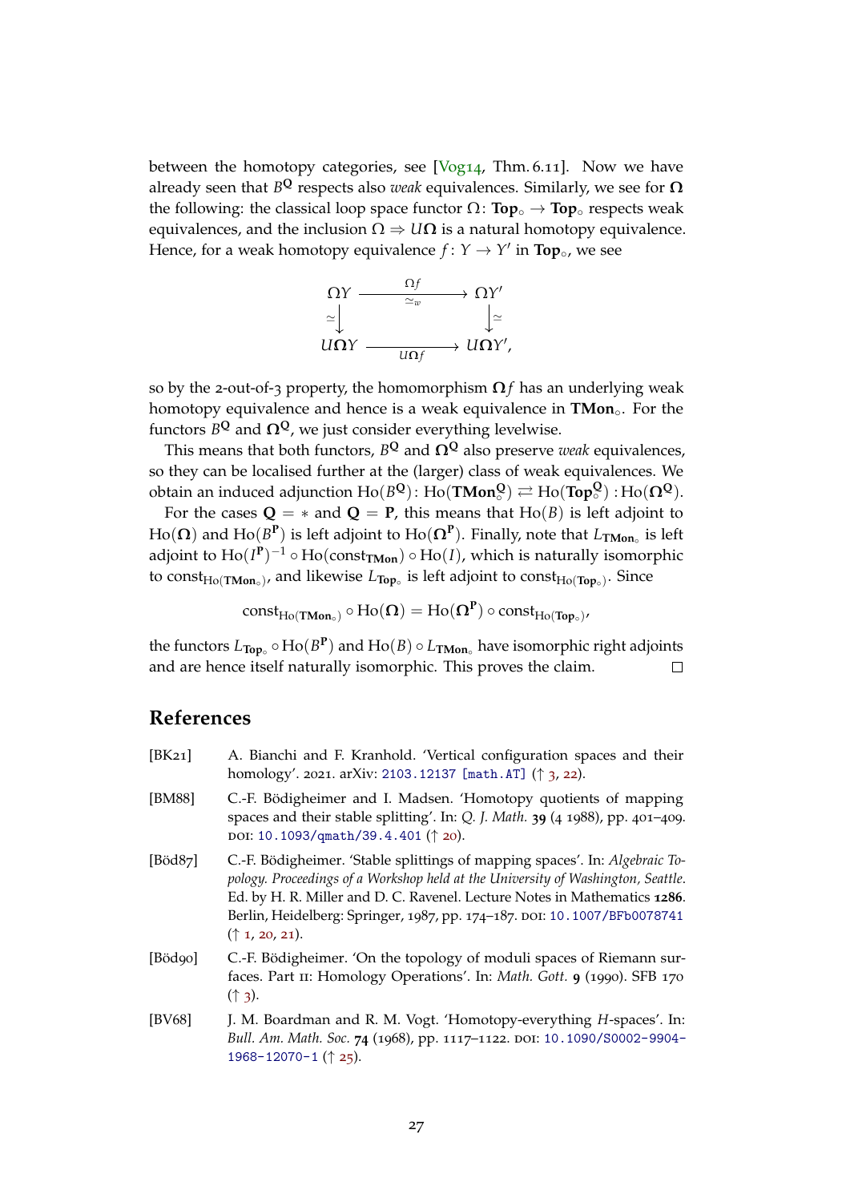between the homotopy categories, see [Vog14, Thm. 6.11]. Now we have already seen that $B^{\mathbf{Q}}$ respects also *weak* equivalences. Similarly, we see for $\mathbf{\Omega}$ the following: the classical loop space functor $\Omega\colon \mathbf{Top}_\circ \to \mathbf{Top}_\circ$ respects weak equivalences, and the inclusion $\Omega \Rightarrow U\mathbf{\Omega}$ is a natural homotopy equivalence. Hence, for a weak homotopy equivalence $f\colon Y \to Y'$ in $\mathbf{Top}_\circ$, we see

$$\begin{array}{ccc} \Omega Y & \xrightarrow[\simeq_w]{\Omega f} & \Omega Y' \\ {\scriptstyle\simeq}\downarrow & & \downarrow{\scriptstyle\simeq} \\ U\mathbf{\Omega} Y & \xrightarrow[U\mathbf{\Omega} f]{} & U\mathbf{\Omega} Y', \end{array}$$

so by the 2-out-of-3 property, the homomorphism $\mathbf{\Omega} f$ has an underlying weak homotopy equivalence and hence is a weak equivalence in $\mathbf{TMon}_\circ$. For the functors $B^{\mathbf{Q}}$ and $\mathbf{\Omega}^{\mathbf{Q}}$, we just consider everything levelwise.

This means that both functors, $B^{\mathbf{Q}}$ and $\mathbf{\Omega}^{\mathbf{Q}}$ also preserve *weak* equivalences, so they can be localised further at the (larger) class of weak equivalences. We obtain an induced adjunction $\mathrm{Ho}(B^{\mathbf{Q}})\colon \mathrm{Ho}(\mathbf{TMon}^{\mathbf{Q}}_\circ) \rightleftarrows \mathrm{Ho}(\mathbf{Top}^{\mathbf{Q}}_\circ) : \mathrm{Ho}(\mathbf{\Omega}^{\mathbf{Q}})$.

For the cases $\mathbf{Q} = *$ and $\mathbf{Q} = \mathbf{P}$, this means that $\mathrm{Ho}(B)$ is left adjoint to $\mathrm{Ho}(\mathbf{\Omega})$ and $\mathrm{Ho}(B^{\mathbf{P}})$ is left adjoint to $\mathrm{Ho}(\mathbf{\Omega}^{\mathbf{P}})$. Finally, note that $L_{\mathbf{TMon}_\circ}$ is left adjoint to $\mathrm{Ho}(I^{\mathbf{P}})^{-1} \circ \mathrm{Ho}(\mathrm{const}_{\mathbf{TMon}}) \circ \mathrm{Ho}(I)$, which is naturally isomorphic to $\mathrm{const}_{\mathrm{Ho}(\mathbf{TMon}_\circ)}$, and likewise $L_{\mathbf{Top}_\circ}$ is left adjoint to $\mathrm{const}_{\mathrm{Ho}(\mathbf{Top}_\circ)}$. Since

$$\mathrm{const}_{\mathrm{Ho}(\mathbf{TMon}_\circ)} \circ \mathrm{Ho}(\mathbf{\Omega}) = \mathrm{Ho}(\mathbf{\Omega}^{\mathbf{P}}) \circ \mathrm{const}_{\mathrm{Ho}(\mathbf{Top}_\circ)},$$

the functors $L_{\mathbf{Top}_\circ} \circ \mathrm{Ho}(B^{\mathbf{P}})$ and $\mathrm{Ho}(B) \circ L_{\mathbf{TMon}_\circ}$ have isomorphic right adjoints and are hence itself naturally isomorphic. This proves the claim. □

## References

[BK21] A. Bianchi and F. Kranhold. 'Vertical configuration spaces and their homology'. 2021. arXiv: 2103.12137 [math.AT] (↑ 3, 22).

[BM88] C.-F. Bödigheimer and I. Madsen. 'Homotopy quotients of mapping spaces and their stable splitting'. In: *Q. J. Math.* **39** (4 1988), pp. 401–409. DOI: 10.1093/qmath/39.4.401 (↑ 20).

[Böd87] C.-F. Bödigheimer. 'Stable splittings of mapping spaces'. In: *Algebraic Topology. Proceedings of a Workshop held at the University of Washington, Seattle*. Ed. by H. R. Miller and D. C. Ravenel. Lecture Notes in Mathematics **1286**. Berlin, Heidelberg: Springer, 1987, pp. 174–187. DOI: 10.1007/BFb0078741 (↑ 1, 20, 21).

[Böd90] C.-F. Bödigheimer. 'On the topology of moduli spaces of Riemann surfaces. Part II: Homology Operations'. In: *Math. Gott.* **9** (1990). SFB 170 (↑ 3).

[BV68] J. M. Boardman and R. M. Vogt. 'Homotopy-everything *H*-spaces'. In: *Bull. Am. Math. Soc.* **74** (1968), pp. 1117–1122. DOI: 10.1090/S0002-9904-1968-12070-1 (↑ 25).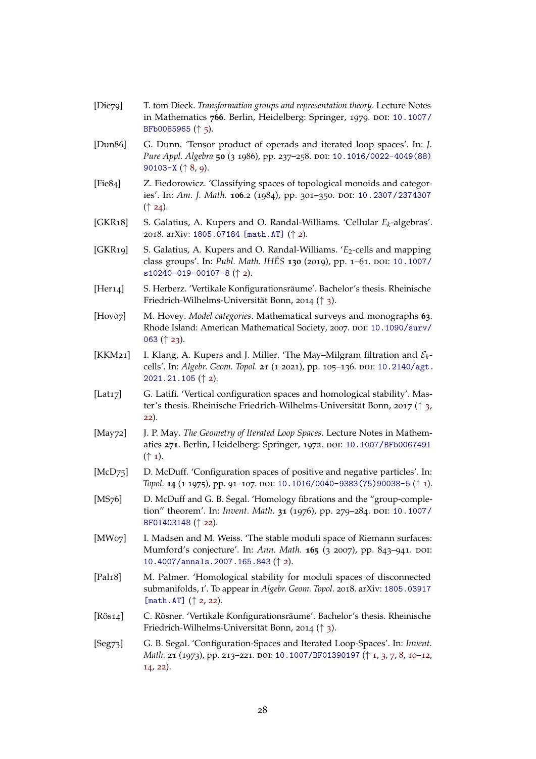[Die79] T. tom Dieck. *Transformation groups and representation theory*. Lecture Notes in Mathematics **766**. Berlin, Heidelberg: Springer, 1979. DOI: 10.1007/BFb0085965 (↑ 5).

[Dun86] G. Dunn. 'Tensor product of operads and iterated loop spaces'. In: *J. Pure Appl. Algebra* **50** (3 1986), pp. 237–258. DOI: 10.1016/0022-4049(88)90103-X (↑ 8, 9).

[Fie84] Z. Fiedorowicz. 'Classifying spaces of topological monoids and categories'. In: *Am. J. Math.* **106**.2 (1984), pp. 301–350. DOI: 10.2307/2374307 (↑ 24).

[GKR18] S. Galatius, A. Kupers and O. Randal-Williams. 'Cellular $E_k$-algebras'. 2018. arXiv: 1805.07184 [math.AT] (↑ 2).

[GKR19] S. Galatius, A. Kupers and O. Randal-Williams. '$E_2$-cells and mapping class groups'. In: *Publ. Math. IHÉS* **130** (2019), pp. 1–61. DOI: 10.1007/s10240-019-00107-8 (↑ 2).

[Her14] S. Herberz. 'Vertikale Konfigurationsräume'. Bachelor's thesis. Rheinische Friedrich-Wilhelms-Universität Bonn, 2014 (↑ 3).

[Hov07] M. Hovey. *Model categories*. Mathematical surveys and monographs **63**. Rhode Island: American Mathematical Society, 2007. DOI: 10.1090/surv/063 (↑ 23).

[KKM21] I. Klang, A. Kupers and J. Miller. 'The May–Milgram filtration and $\mathcal{E}_k$-cells'. In: *Algebr. Geom. Topol.* **21** (1 2021), pp. 105–136. DOI: 10.2140/agt.2021.21.105 (↑ 2).

[Lat17] G. Latifi. 'Vertical configuration spaces and homological stability'. Master's thesis. Rheinische Friedrich-Wilhelms-Universität Bonn, 2017 (↑ 3, 22).

[May72] J. P. May. *The Geometry of Iterated Loop Spaces*. Lecture Notes in Mathematics **271**. Berlin, Heidelberg: Springer, 1972. DOI: 10.1007/BFb0067491 (↑ 1).

[McD75] D. McDuff. 'Configuration spaces of positive and negative particles'. In: *Topol.* **14** (1 1975), pp. 91–107. DOI: 10.1016/0040-9383(75)90038-5 (↑ 1).

[MS76] D. McDuff and G. B. Segal. 'Homology fibrations and the "group-completion" theorem'. In: *Invent. Math.* **31** (1976), pp. 279–284. DOI: 10.1007/BF01403148 (↑ 22).

[MW07] I. Madsen and M. Weiss. 'The stable moduli space of Riemann surfaces: Mumford's conjecture'. In: *Ann. Math.* **165** (3 2007), pp. 843–941. DOI: 10.4007/annals.2007.165.843 (↑ 2).

[Pal18] M. Palmer. 'Homological stability for moduli spaces of disconnected submanifolds, I'. To appear in *Algebr. Geom. Topol.* 2018. arXiv: 1805.03917 [math.AT] (↑ 2, 22).

[Rös14] C. Rösner. 'Vertikale Konfigurationsräume'. Bachelor's thesis. Rheinische Friedrich-Wilhelms-Universität Bonn, 2014 (↑ 3).

[Seg73] G. B. Segal. 'Configuration-Spaces and Iterated Loop-Spaces'. In: *Invent. Math.* **21** (1973), pp. 213–221. DOI: 10.1007/BF01390197 (↑ 1, 3, 7, 8, 10–12, 14, 22).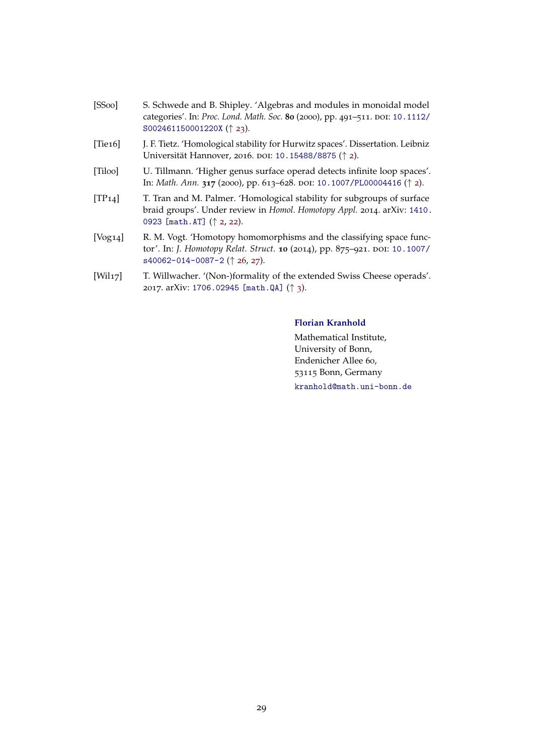[SS00] S. Schwede and B. Shipley. 'Algebras and modules in monoidal model categories'. In: *Proc. Lond. Math. Soc.* **80** (2000), pp. 491–511. DOI: 10.1112/S002461150001220X (↑ 23).

[Tie16] J. F. Tietz. 'Homological stability for Hurwitz spaces'. Dissertation. Leibniz Universität Hannover, 2016. DOI: 10.15488/8875 (↑ 2).

[Til00] U. Tillmann. 'Higher genus surface operad detects infinite loop spaces'. In: *Math. Ann.* **317** (2000), pp. 613–628. DOI: 10.1007/PL00004416 (↑ 2).

[TP14] T. Tran and M. Palmer. 'Homological stability for subgroups of surface braid groups'. Under review in *Homol. Homotopy Appl.* 2014. arXiv: 1410.0923 [math.AT] (↑ 2, 22).

[Vog14] R. M. Vogt. 'Homotopy homomorphisms and the classifying space functor'. In: *J. Homotopy Relat. Struct.* **10** (2014), pp. 875–921. DOI: 10.1007/s40062-014-0087-2 (↑ 26, 27).

[Wil17] T. Willwacher. '(Non-)formality of the extended Swiss Cheese operads'. 2017. arXiv: 1706.02945 [math.QA] (↑ 3).

**Florian Kranhold**

Mathematical Institute,
University of Bonn,
Endenicher Allee 60,
53115 Bonn, Germany

kranhold@math.uni-bonn.de